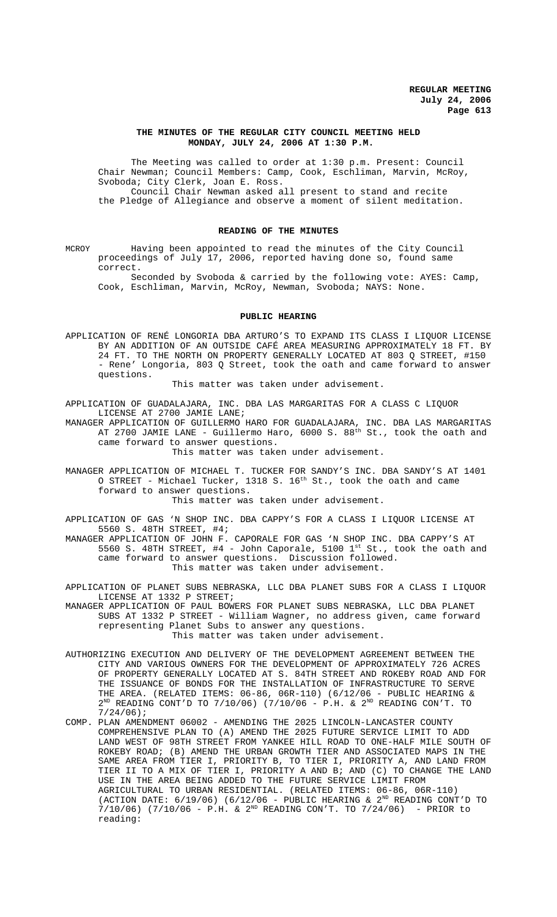**THE MINUTES OF THE REGULAR CITY COUNCIL MEETING HELD MONDAY, JULY 24, 2006 AT 1:30 P.M.**

The Meeting was called to order at 1:30 p.m. Present: Council Chair Newman; Council Members: Camp, Cook, Eschliman, Marvin, McRoy, Svoboda; City Clerk, Joan E. Ross.

Council Chair Newman asked all present to stand and recite the Pledge of Allegiance and observe a moment of silent meditation.

**READING OF THE MINUTES**

MCROY Having been appointed to read the minutes of the City Council proceedings of July 17, 2006, reported having done so, found same correct.

Seconded by Svoboda & carried by the following vote: AYES: Camp, Cook, Eschliman, Marvin, McRoy, Newman, Svoboda; NAYS: None.

**PUBLIC HEARING**

APPLICATION OF RENÉ LONGORIA DBA ARTURO'S TO EXPAND ITS CLASS I LIQUOR LICENSE BY AN ADDITION OF AN OUTSIDE CAFÉ AREA MEASURING APPROXIMATELY 18 FT. BY 24 FT. TO THE NORTH ON PROPERTY GENERALLY LOCATED AT 803 Q STREET, #150 - Rene' Longoria, 803 Q Street, took the oath and came forward to answer questions.

This matter was taken under advisement.

APPLICATION OF GUADALAJARA, INC. DBA LAS MARGARITAS FOR A CLASS C LIQUOR LICENSE AT 2700 JAMIE LANE;

MANAGER APPLICATION OF GUILLERMO HARO FOR GUADALAJARA, INC. DBA LAS MARGARITAS AT 2700 JAMIE LANE - Guillermo Haro, 6000 S. 88th St., took the oath and came forward to answer questions.

This matter was taken under advisement.

MANAGER APPLICATION OF MICHAEL T. TUCKER FOR SANDY'S INC. DBA SANDY'S AT 1401 O STREET - Michael Tucker, 1318 S. 16th St., took the oath and came forward to answer questions.

This matter was taken under advisement.

APPLICATION OF GAS 'N SHOP INC. DBA CAPPY'S FOR A CLASS I LIQUOR LICENSE AT 5560 S. 48TH STREET, #4;

MANAGER APPLICATION OF JOHN F. CAPORALE FOR GAS 'N SHOP INC. DBA CAPPY'S AT 5560 S. 48TH STREET, #4 - John Caporale, 5100 1st St., took the oath and came forward to answer questions. Discussion followed.

This matter was taken under advisement.

APPLICATION OF PLANET SUBS NEBRASKA, LLC DBA PLANET SUBS FOR A CLASS I LIQUOR LICENSE AT 1332 P STREET;

MANAGER APPLICATION OF PAUL BOWERS FOR PLANET SUBS NEBRASKA, LLC DBA PLANET SUBS AT 1332 P STREET - William Wagner, no address given, came forward representing Planet Subs to answer any questions.

This matter was taken under advisement.

AUTHORIZING EXECUTION AND DELIVERY OF THE DEVELOPMENT AGREEMENT BETWEEN THE CITY AND VARIOUS OWNERS FOR THE DEVELOPMENT OF APPROXIMATELY 726 ACRES OF PROPERTY GENERALLY LOCATED AT S. 84TH STREET AND ROKEBY ROAD AND FOR THE ISSUANCE OF BONDS FOR THE INSTALLATION OF INFRASTRUCTURE TO SERVE THE AREA. (RELATED ITEMS: 06-86, 06R-110) (6/12/06 - PUBLIC HEARING & 2ND READING CONT'D TO 7/10/06) (7/10/06 - P.H. & 2ND READING CON'T. TO 7/24/06);

COMP. PLAN AMENDMENT 06002 - AMENDING THE 2025 LINCOLN-LANCASTER COUNTY COMPREHENSIVE PLAN TO (A) AMEND THE 2025 FUTURE SERVICE LIMIT TO ADD LAND WEST OF 98TH STREET FROM YANKEE HILL ROAD TO ONE-HALF MILE SOUTH OF ROKEBY ROAD; (B) AMEND THE URBAN GROWTH TIER AND ASSOCIATED MAPS IN THE SAME AREA FROM TIER I, PRIORITY B, TO TIER I, PRIORITY A, AND LAND FROM TIER II TO A MIX OF TIER I, PRIORITY A AND B; AND (C) TO CHANGE THE LAND USE IN THE AREA BEING ADDED TO THE FUTURE SERVICE LIMIT FROM AGRICULTURAL TO URBAN RESIDENTIAL. (RELATED ITEMS: 06-86, 06R-110) (ACTION DATE: 6/19/06) (6/12/06 - PUBLIC HEARING & 2ND READING CONT'D TO 7/10/06) (7/10/06 - P.H. & 2ND READING CON'T. TO 7/24/06) - PRIOR to reading: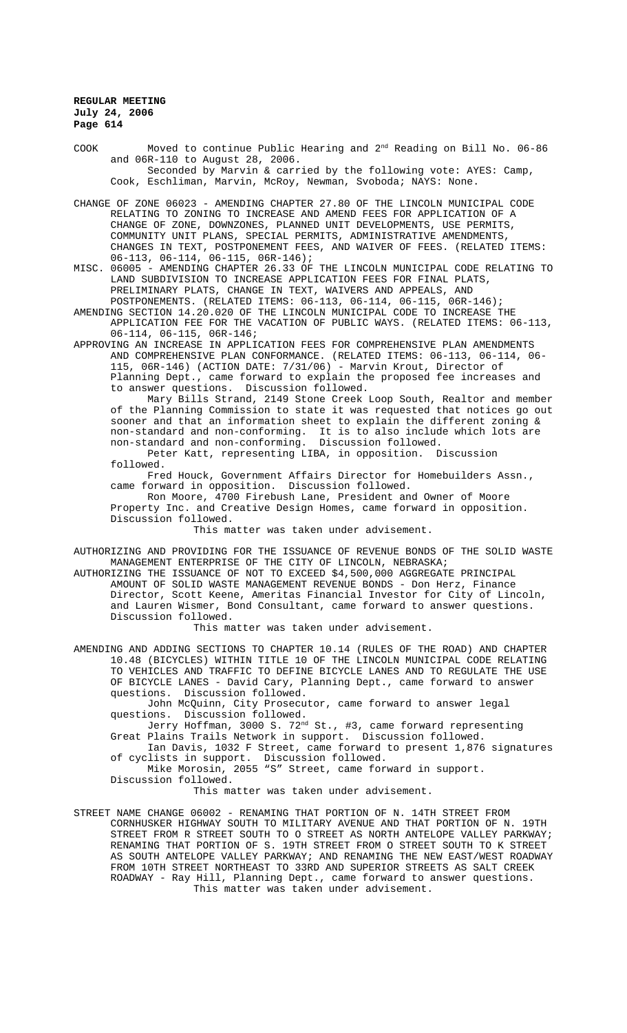COOK Moved to continue Public Hearing and 2nd Reading on Bill No. 06-86 and 06R-110 to August 28, 2006.

Seconded by Marvin & carried by the following vote: AYES: Camp, Cook, Eschliman, Marvin, McRoy, Newman, Svoboda; NAYS: None.

CHANGE OF ZONE 06023 - AMENDING CHAPTER 27.80 OF THE LINCOLN MUNICIPAL CODE RELATING TO ZONING TO INCREASE AND AMEND FEES FOR APPLICATION OF A CHANGE OF ZONE, DOWNZONES, PLANNED UNIT DEVELOPMENTS, USE PERMITS, COMMUNITY UNIT PLANS, SPECIAL PERMITS, ADMINISTRATIVE AMENDMENTS, CHANGES IN TEXT, POSTPONEMENT FEES, AND WAIVER OF FEES. (RELATED ITEMS: 06-113, 06-114, 06-115, 06R-146);

MISC. 06005 - AMENDING CHAPTER 26.33 OF THE LINCOLN MUNICIPAL CODE RELATING TO LAND SUBDIVISION TO INCREASE APPLICATION FEES FOR FINAL PLATS, PRELIMINARY PLATS, CHANGE IN TEXT, WAIVERS AND APPEALS, AND POSTPONEMENTS. (RELATED ITEMS: 06-113, 06-114, 06-115, 06R-146);

AMENDING SECTION 14.20.020 OF THE LINCOLN MUNICIPAL CODE TO INCREASE THE APPLICATION FEE FOR THE VACATION OF PUBLIC WAYS. (RELATED ITEMS: 06-113, 06-114, 06-115, 06R-146;

APPROVING AN INCREASE IN APPLICATION FEES FOR COMPREHENSIVE PLAN AMENDMENTS AND COMPREHENSIVE PLAN CONFORMANCE. (RELATED ITEMS: 06-113, 06-114, 06-115, 06R-146) (ACTION DATE: 7/31/06) - Marvin Krout, Director of Planning Dept., came forward to explain the proposed fee increases and to answer questions. Discussion followed.

Mary Bills Strand, 2149 Stone Creek Loop South, Realtor and member of the Planning Commission to state it was requested that notices go out sooner and that an information sheet to explain the different zoning & non-standard and non-conforming. It is to also include which lots are non-standard and non-conforming. Discussion followed.

Peter Katt, representing LIBA, in opposition. Discussion followed.

Fred Houck, Government Affairs Director for Homebuilders Assn., came forward in opposition. Discussion followed.

Ron Moore, 4700 Firebush Lane, President and Owner of Moore Property Inc. and Creative Design Homes, came forward in opposition. Discussion followed.

This matter was taken under advisement.

AUTHORIZING AND PROVIDING FOR THE ISSUANCE OF REVENUE BONDS OF THE SOLID WASTE MANAGEMENT ENTERPRISE OF THE CITY OF LINCOLN, NEBRASKA;

AUTHORIZING THE ISSUANCE OF NOT TO EXCEED $4,500,000 AGGREGATE PRINCIPAL AMOUNT OF SOLID WASTE MANAGEMENT REVENUE BONDS - Don Herz, Finance Director, Scott Keene, Ameritas Financial Investor for City of Lincoln, and Lauren Wismer, Bond Consultant, came forward to answer questions. Discussion followed.

This matter was taken under advisement.

AMENDING AND ADDING SECTIONS TO CHAPTER 10.14 (RULES OF THE ROAD) AND CHAPTER 10.48 (BICYCLES) WITHIN TITLE 10 OF THE LINCOLN MUNICIPAL CODE RELATING TO VEHICLES AND TRAFFIC TO DEFINE BICYCLE LANES AND TO REGULATE THE USE OF BICYCLE LANES - David Cary, Planning Dept., came forward to answer questions. Discussion followed.

John McQuinn, City Prosecutor, came forward to answer legal questions. Discussion followed.

Jerry Hoffman, 3000 S. 72nd St., #3, came forward representing Great Plains Trails Network in support. Discussion followed.

Ian Davis, 1032 F Street, came forward to present 1,876 signatures of cyclists in support. Discussion followed.

Mike Morosin, 2055 "S" Street, came forward in support. Discussion followed.

This matter was taken under advisement.

STREET NAME CHANGE 06002 - RENAMING THAT PORTION OF N. 14TH STREET FROM CORNHUSKER HIGHWAY SOUTH TO MILITARY AVENUE AND THAT PORTION OF N. 19TH STREET FROM R STREET SOUTH TO O STREET AS NORTH ANTELOPE VALLEY PARKWAY; RENAMING THAT PORTION OF S. 19TH STREET FROM O STREET SOUTH TO K STREET AS SOUTH ANTELOPE VALLEY PARKWAY; AND RENAMING THE NEW EAST/WEST ROADWAY FROM 10TH STREET NORTHEAST TO 33RD AND SUPERIOR STREETS AS SALT CREEK ROADWAY - Ray Hill, Planning Dept., came forward to answer questions.

This matter was taken under advisement.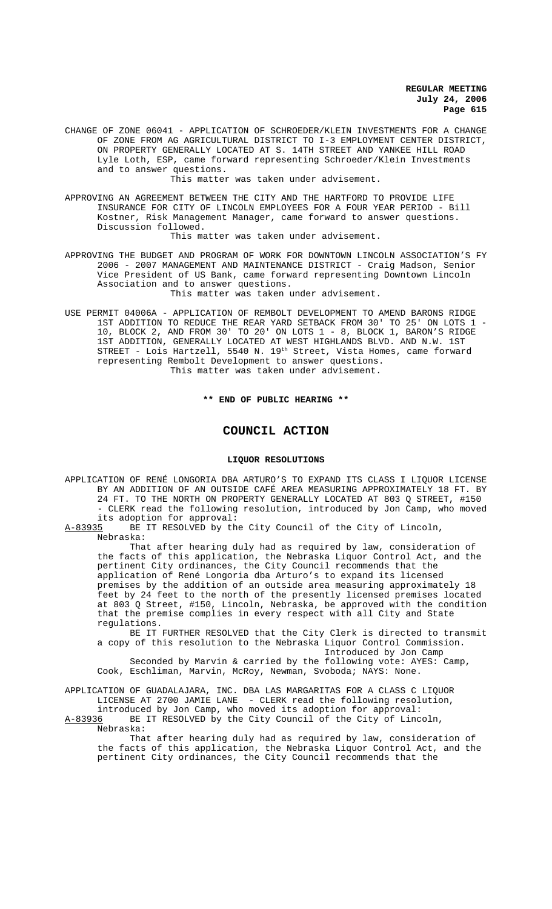CHANGE OF ZONE 06041 - APPLICATION OF SCHROEDER/KLEIN INVESTMENTS FOR A CHANGE OF ZONE FROM AG AGRICULTURAL DISTRICT TO I-3 EMPLOYMENT CENTER DISTRICT, ON PROPERTY GENERALLY LOCATED AT S. 14TH STREET AND YANKEE HILL ROAD Lyle Loth, ESP, came forward representing Schroeder/Klein Investments and to answer questions.

This matter was taken under advisement.

APPROVING AN AGREEMENT BETWEEN THE CITY AND THE HARTFORD TO PROVIDE LIFE INSURANCE FOR CITY OF LINCOLN EMPLOYEES FOR A FOUR YEAR PERIOD - Bill Kostner, Risk Management Manager, came forward to answer questions. Discussion followed.

This matter was taken under advisement.

APPROVING THE BUDGET AND PROGRAM OF WORK FOR DOWNTOWN LINCOLN ASSOCIATION'S FY 2006 - 2007 MANAGEMENT AND MAINTENANCE DISTRICT - Craig Madson, Senior Vice President of US Bank, came forward representing Downtown Lincoln Association and to answer questions.

This matter was taken under advisement.

USE PERMIT 04006A - APPLICATION OF REMBOLT DEVELOPMENT TO AMEND BARONS RIDGE 1ST ADDITION TO REDUCE THE REAR YARD SETBACK FROM 30' TO 25' ON LOTS 1 - 10, BLOCK 2, AND FROM 30' TO 20' ON LOTS 1 - 8, BLOCK 1, BARON'S RIDGE 1ST ADDITION, GENERALLY LOCATED AT WEST HIGHLANDS BLVD. AND N.W. 1ST STREET - Lois Hartzell, 5540 N. 19th Street, Vista Homes, came forward representing Rembolt Development to answer questions.

This matter was taken under advisement.

**\*\* END OF PUBLIC HEARING \*\***

# COUNCIL ACTION

## LIQUOR RESOLUTIONS

APPLICATION OF RENÉ LONGORIA DBA ARTURO'S TO EXPAND ITS CLASS I LIQUOR LICENSE BY AN ADDITION OF AN OUTSIDE CAFÉ AREA MEASURING APPROXIMATELY 18 FT. BY 24 FT. TO THE NORTH ON PROPERTY GENERALLY LOCATED AT 803 Q STREET, #150 - CLERK read the following resolution, introduced by Jon Camp, who moved its adoption for approval:

A-83935 BE IT RESOLVED by the City Council of the City of Lincoln, Nebraska:

That after hearing duly had as required by law, consideration of the facts of this application, the Nebraska Liquor Control Act, and the pertinent City ordinances, the City Council recommends that the application of René Longoria dba Arturo's to expand its licensed premises by the addition of an outside area measuring approximately 18 feet by 24 feet to the north of the presently licensed premises located at 803 Q Street, #150, Lincoln, Nebraska, be approved with the condition that the premise complies in every respect with all City and State regulations.

BE IT FURTHER RESOLVED that the City Clerk is directed to transmit a copy of this resolution to the Nebraska Liquor Control Commission.

Introduced by Jon Camp

Seconded by Marvin & carried by the following vote: AYES: Camp, Cook, Eschliman, Marvin, McRoy, Newman, Svoboda; NAYS: None.

APPLICATION OF GUADALAJARA, INC. DBA LAS MARGARITAS FOR A CLASS C LIQUOR LICENSE AT 2700 JAMIE LANE - CLERK read the following resolution, introduced by Jon Camp, who moved its adoption for approval:

A-83936 BE IT RESOLVED by the City Council of the City of Lincoln, Nebraska:

That after hearing duly had as required by law, consideration of the facts of this application, the Nebraska Liquor Control Act, and the pertinent City ordinances, the City Council recommends that the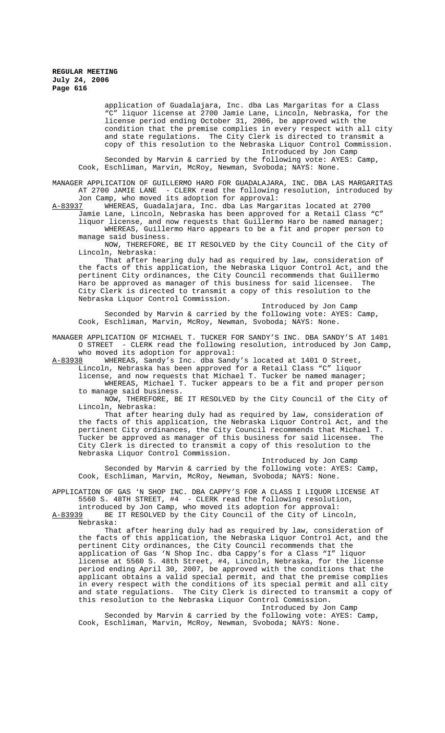application of Guadalajara, Inc. dba Las Margaritas for a Class "C" liquor license at 2700 Jamie Lane, Lincoln, Nebraska, for the license period ending October 31, 2006, be approved with the condition that the premise complies in every respect with all city and state regulations. The City Clerk is directed to transmit a copy of this resolution to the Nebraska Liquor Control Commission.

Introduced by Jon Camp

Seconded by Marvin & carried by the following vote: AYES: Camp, Cook, Eschliman, Marvin, McRoy, Newman, Svoboda; NAYS: None.

MANAGER APPLICATION OF GUILLERMO HARO FOR GUADALAJARA, INC. DBA LAS MARGARITAS AT 2700 JAMIE LANE - CLERK read the following resolution, introduced by Jon Camp, who moved its adoption for approval:

A-83937 WHEREAS, Guadalajara, Inc. dba Las Margaritas located at 2700 Jamie Lane, Lincoln, Nebraska has been approved for a Retail Class "C" liquor license, and now requests that Guillermo Haro be named manager;

WHEREAS, Guillermo Haro appears to be a fit and proper person to manage said business.

NOW, THEREFORE, BE IT RESOLVED by the City Council of the City of Lincoln, Nebraska:

That after hearing duly had as required by law, consideration of the facts of this application, the Nebraska Liquor Control Act, and the pertinent City ordinances, the City Council recommends that Guillermo Haro be approved as manager of this business for said licensee. The City Clerk is directed to transmit a copy of this resolution to the Nebraska Liquor Control Commission.

Introduced by Jon Camp

Seconded by Marvin & carried by the following vote: AYES: Camp, Cook, Eschliman, Marvin, McRoy, Newman, Svoboda; NAYS: None.

MANAGER APPLICATION OF MICHAEL T. TUCKER FOR SANDY'S INC. DBA SANDY'S AT 1401 O STREET - CLERK read the following resolution, introduced by Jon Camp, who moved its adoption for approval:

A-83938 WHEREAS, Sandy's Inc. dba Sandy's located at 1401 O Street, Lincoln, Nebraska has been approved for a Retail Class "C" liquor license, and now requests that Michael T. Tucker be named manager;

WHEREAS, Michael T. Tucker appears to be a fit and proper person to manage said business.

NOW, THEREFORE, BE IT RESOLVED by the City Council of the City of Lincoln, Nebraska:

That after hearing duly had as required by law, consideration of the facts of this application, the Nebraska Liquor Control Act, and the pertinent City ordinances, the City Council recommends that Michael T. Tucker be approved as manager of this business for said licensee. The City Clerk is directed to transmit a copy of this resolution to the Nebraska Liquor Control Commission.

Introduced by Jon Camp

Seconded by Marvin & carried by the following vote: AYES: Camp, Cook, Eschliman, Marvin, McRoy, Newman, Svoboda; NAYS: None.

APPLICATION OF GAS 'N SHOP INC. DBA CAPPY'S FOR A CLASS I LIQUOR LICENSE AT 5560 S. 48TH STREET, #4 - CLERK read the following resolution, introduced by Jon Camp, who moved its adoption for approval:

A-83939 BE IT RESOLVED by the City Council of the City of Lincoln, Nebraska:

That after hearing duly had as required by law, consideration of the facts of this application, the Nebraska Liquor Control Act, and the pertinent City ordinances, the City Council recommends that the application of Gas 'N Shop Inc. dba Cappy's for a Class "I" liquor license at 5560 S. 48th Street, #4, Lincoln, Nebraska, for the license period ending April 30, 2007, be approved with the conditions that the applicant obtains a valid special permit, and that the premise complies in every respect with the conditions of its special permit and all city and state regulations. The City Clerk is directed to transmit a copy of this resolution to the Nebraska Liquor Control Commission.

Introduced by Jon Camp

Seconded by Marvin & carried by the following vote: AYES: Camp, Cook, Eschliman, Marvin, McRoy, Newman, Svoboda; NAYS: None.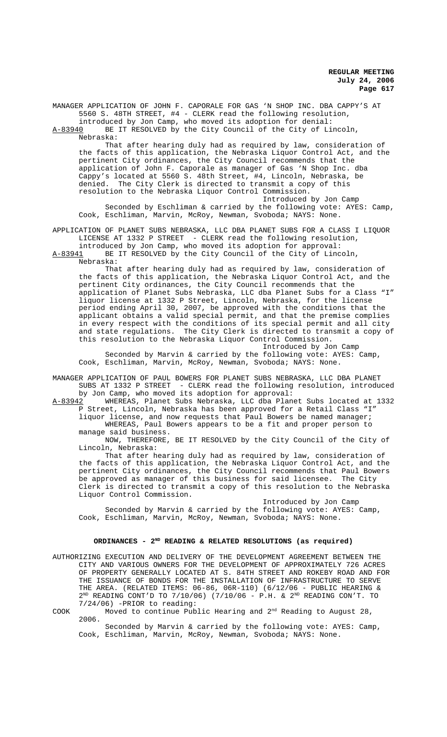MANAGER APPLICATION OF JOHN F. CAPORALE FOR GAS 'N SHOP INC. DBA CAPPY'S AT 5560 S. 48TH STREET, #4 - CLERK read the following resolution, introduced by Jon Camp, who moved its adoption for denial:

A-83940 BE IT RESOLVED by the City Council of the City of Lincoln, Nebraska:

That after hearing duly had as required by law, consideration of the facts of this application, the Nebraska Liquor Control Act, and the pertinent City ordinances, the City Council recommends that the application of John F. Caporale as manager of Gas 'N Shop Inc. dba Cappy's located at 5560 S. 48th Street, #4, Lincoln, Nebraska, be denied. The City Clerk is directed to transmit a copy of this resolution to the Nebraska Liquor Control Commission.

Introduced by Jon Camp

Seconded by Eschliman & carried by the following vote: AYES: Camp, Cook, Eschliman, Marvin, McRoy, Newman, Svoboda; NAYS: None.

APPLICATION OF PLANET SUBS NEBRASKA, LLC DBA PLANET SUBS FOR A CLASS I LIQUOR LICENSE AT 1332 P STREET - CLERK read the following resolution, introduced by Jon Camp, who moved its adoption for approval:

A-83941 BE IT RESOLVED by the City Council of the City of Lincoln, Nebraska:

That after hearing duly had as required by law, consideration of the facts of this application, the Nebraska Liquor Control Act, and the pertinent City ordinances, the City Council recommends that the application of Planet Subs Nebraska, LLC dba Planet Subs for a Class "I" liquor license at 1332 P Street, Lincoln, Nebraska, for the license period ending April 30, 2007, be approved with the conditions that the applicant obtains a valid special permit, and that the premise complies in every respect with the conditions of its special permit and all city and state regulations. The City Clerk is directed to transmit a copy of this resolution to the Nebraska Liquor Control Commission.

Introduced by Jon Camp

Seconded by Marvin & carried by the following vote: AYES: Camp, Cook, Eschliman, Marvin, McRoy, Newman, Svoboda; NAYS: None.

MANAGER APPLICATION OF PAUL BOWERS FOR PLANET SUBS NEBRASKA, LLC DBA PLANET SUBS AT 1332 P STREET - CLERK read the following resolution, introduced by Jon Camp, who moved its adoption for approval:

A-83942 WHEREAS, Planet Subs Nebraska, LLC dba Planet Subs located at 1332 P Street, Lincoln, Nebraska has been approved for a Retail Class "I" liquor license, and now requests that Paul Bowers be named manager;

WHEREAS, Paul Bowers appears to be a fit and proper person to manage said business.

NOW, THEREFORE, BE IT RESOLVED by the City Council of the City of Lincoln, Nebraska:

That after hearing duly had as required by law, consideration of the facts of this application, the Nebraska Liquor Control Act, and the pertinent City ordinances, the City Council recommends that Paul Bowers be approved as manager of this business for said licensee. The City Clerk is directed to transmit a copy of this resolution to the Nebraska Liquor Control Commission.

Introduced by Jon Camp

Seconded by Marvin & carried by the following vote: AYES: Camp, Cook, Eschliman, Marvin, McRoy, Newman, Svoboda; NAYS: None.

## ORDINANCES - 2ND READING & RELATED RESOLUTIONS (as required)

AUTHORIZING EXECUTION AND DELIVERY OF THE DEVELOPMENT AGREEMENT BETWEEN THE CITY AND VARIOUS OWNERS FOR THE DEVELOPMENT OF APPROXIMATELY 726 ACRES OF PROPERTY GENERALLY LOCATED AT S. 84TH STREET AND ROKEBY ROAD AND FOR THE ISSUANCE OF BONDS FOR THE INSTALLATION OF INFRASTRUCTURE TO SERVE THE AREA. (RELATED ITEMS: 06-86, 06R-110) (6/12/06 - PUBLIC HEARING & 2ND READING CONT'D TO 7/10/06) (7/10/06 - P.H. & 2ND READING CON'T. TO 7/24/06) -PRIOR to reading:

COOK Moved to continue Public Hearing and 2nd Reading to August 28, 2006.

Seconded by Marvin & carried by the following vote: AYES: Camp, Cook, Eschliman, Marvin, McRoy, Newman, Svoboda; NAYS: None.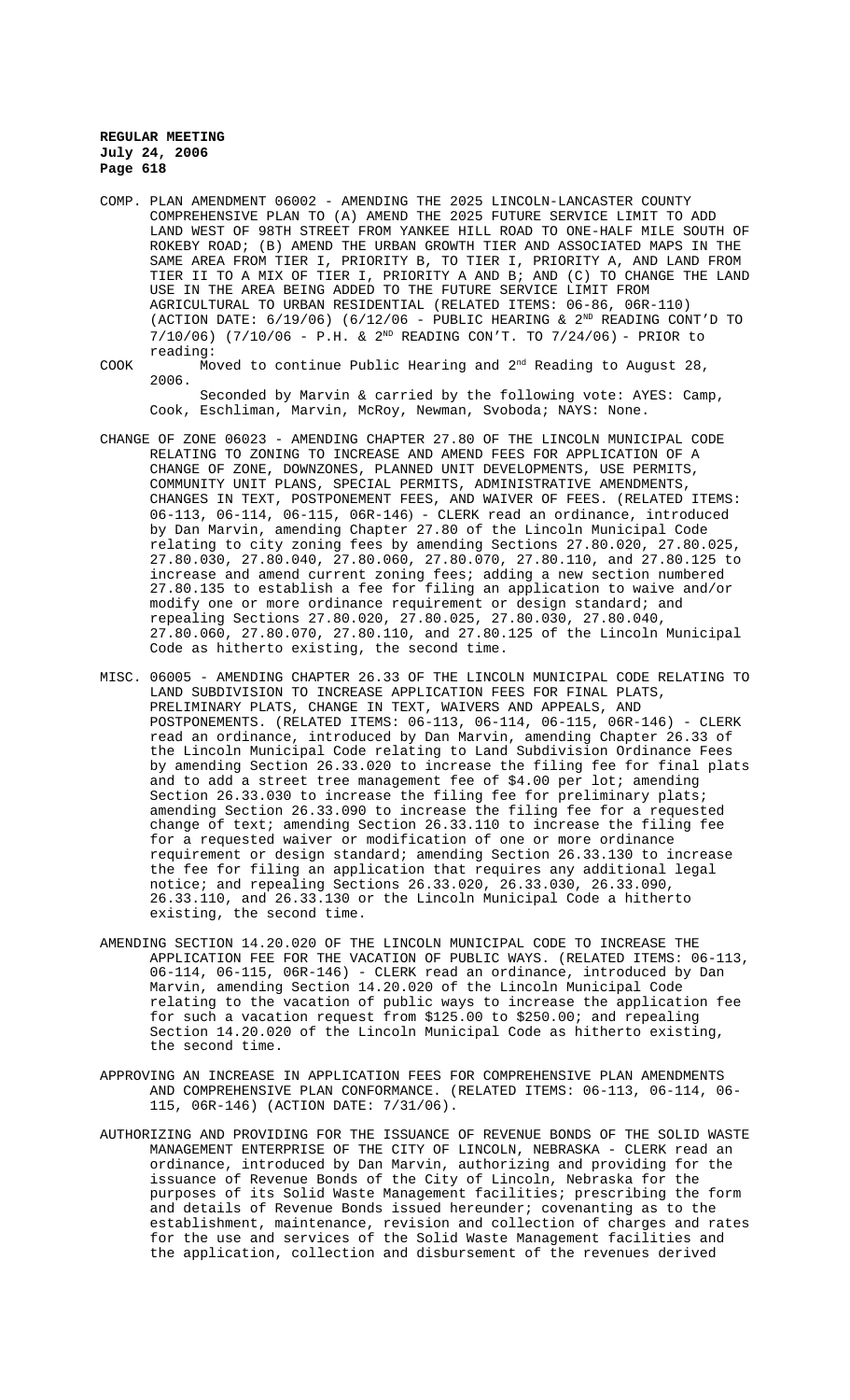COMP. PLAN AMENDMENT 06002 - AMENDING THE 2025 LINCOLN-LANCASTER COUNTY COMPREHENSIVE PLAN TO (A) AMEND THE 2025 FUTURE SERVICE LIMIT TO ADD LAND WEST OF 98TH STREET FROM YANKEE HILL ROAD TO ONE-HALF MILE SOUTH OF ROKEBY ROAD; (B) AMEND THE URBAN GROWTH TIER AND ASSOCIATED MAPS IN THE SAME AREA FROM TIER I, PRIORITY B, TO TIER I, PRIORITY A, AND LAND FROM TIER II TO A MIX OF TIER I, PRIORITY A AND B; AND (C) TO CHANGE THE LAND USE IN THE AREA BEING ADDED TO THE FUTURE SERVICE LIMIT FROM AGRICULTURAL TO URBAN RESIDENTIAL (RELATED ITEMS: 06-86, 06R-110) (ACTION DATE: 6/19/06) (6/12/06 - PUBLIC HEARING & 2ND READING CONT'D TO 7/10/06) (7/10/06 - P.H. & 2ND READING CON'T. TO 7/24/06) - PRIOR to reading:

COOK Moved to continue Public Hearing and 2nd Reading to August 28, 2006.

Seconded by Marvin & carried by the following vote: AYES: Camp, Cook, Eschliman, Marvin, McRoy, Newman, Svoboda; NAYS: None.

CHANGE OF ZONE 06023 - AMENDING CHAPTER 27.80 OF THE LINCOLN MUNICIPAL CODE RELATING TO ZONING TO INCREASE AND AMEND FEES FOR APPLICATION OF A CHANGE OF ZONE, DOWNZONES, PLANNED UNIT DEVELOPMENTS, USE PERMITS, COMMUNITY UNIT PLANS, SPECIAL PERMITS, ADMINISTRATIVE AMENDMENTS, CHANGES IN TEXT, POSTPONEMENT FEES, AND WAIVER OF FEES. (RELATED ITEMS: 06-113, 06-114, 06-115, 06R-146) - CLERK read an ordinance, introduced by Dan Marvin, amending Chapter 27.80 of the Lincoln Municipal Code relating to city zoning fees by amending Sections 27.80.020, 27.80.025, 27.80.030, 27.80.040, 27.80.060, 27.80.070, 27.80.110, and 27.80.125 to increase and amend current zoning fees; adding a new section numbered 27.80.135 to establish a fee for filing an application to waive and/or modify one or more ordinance requirement or design standard; and repealing Sections 27.80.020, 27.80.025, 27.80.030, 27.80.040, 27.80.060, 27.80.070, 27.80.110, and 27.80.125 of the Lincoln Municipal Code as hitherto existing, the second time.

MISC. 06005 - AMENDING CHAPTER 26.33 OF THE LINCOLN MUNICIPAL CODE RELATING TO LAND SUBDIVISION TO INCREASE APPLICATION FEES FOR FINAL PLATS, PRELIMINARY PLATS, CHANGE IN TEXT, WAIVERS AND APPEALS, AND POSTPONEMENTS. (RELATED ITEMS: 06-113, 06-114, 06-115, 06R-146) - CLERK read an ordinance, introduced by Dan Marvin, amending Chapter 26.33 of the Lincoln Municipal Code relating to Land Subdivision Ordinance Fees by amending Section 26.33.020 to increase the filing fee for final plats and to add a street tree management fee of $4.00 per lot; amending Section 26.33.030 to increase the filing fee for preliminary plats; amending Section 26.33.090 to increase the filing fee for a requested change of text; amending Section 26.33.110 to increase the filing fee for a requested waiver or modification of one or more ordinance requirement or design standard; amending Section 26.33.130 to increase the fee for filing an application that requires any additional legal notice; and repealing Sections 26.33.020, 26.33.030, 26.33.090, 26.33.110, and 26.33.130 or the Lincoln Municipal Code a hitherto existing, the second time.

AMENDING SECTION 14.20.020 OF THE LINCOLN MUNICIPAL CODE TO INCREASE THE APPLICATION FEE FOR THE VACATION OF PUBLIC WAYS. (RELATED ITEMS: 06-113, 06-114, 06-115, 06R-146) - CLERK read an ordinance, introduced by Dan Marvin, amending Section 14.20.020 of the Lincoln Municipal Code relating to the vacation of public ways to increase the application fee for such a vacation request from $125.00 to $250.00; and repealing Section 14.20.020 of the Lincoln Municipal Code as hitherto existing, the second time.

APPROVING AN INCREASE IN APPLICATION FEES FOR COMPREHENSIVE PLAN AMENDMENTS AND COMPREHENSIVE PLAN CONFORMANCE. (RELATED ITEMS: 06-113, 06-114, 06-115, 06R-146) (ACTION DATE: 7/31/06).

AUTHORIZING AND PROVIDING FOR THE ISSUANCE OF REVENUE BONDS OF THE SOLID WASTE MANAGEMENT ENTERPRISE OF THE CITY OF LINCOLN, NEBRASKA - CLERK read an ordinance, introduced by Dan Marvin, authorizing and providing for the issuance of Revenue Bonds of the City of Lincoln, Nebraska for the purposes of its Solid Waste Management facilities; prescribing the form and details of Revenue Bonds issued hereunder; covenanting as to the establishment, maintenance, revision and collection of charges and rates for the use and services of the Solid Waste Management facilities and the application, collection and disbursement of the revenues derived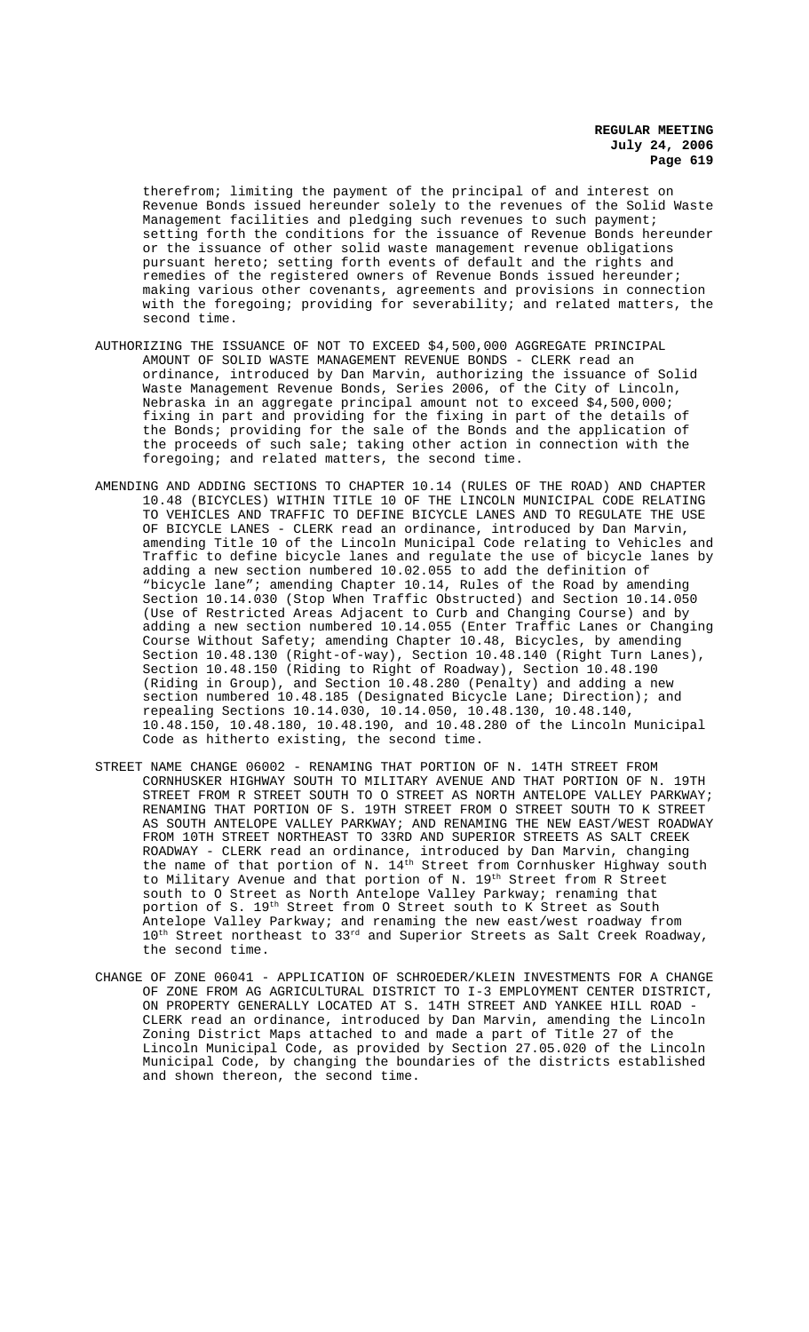therefrom; limiting the payment of the principal of and interest on Revenue Bonds issued hereunder solely to the revenues of the Solid Waste Management facilities and pledging such revenues to such payment; setting forth the conditions for the issuance of Revenue Bonds hereunder or the issuance of other solid waste management revenue obligations pursuant hereto; setting forth events of default and the rights and remedies of the registered owners of Revenue Bonds issued hereunder; making various other covenants, agreements and provisions in connection with the foregoing; providing for severability; and related matters, the second time.

AUTHORIZING THE ISSUANCE OF NOT TO EXCEED $4,500,000 AGGREGATE PRINCIPAL AMOUNT OF SOLID WASTE MANAGEMENT REVENUE BONDS - CLERK read an ordinance, introduced by Dan Marvin, authorizing the issuance of Solid Waste Management Revenue Bonds, Series 2006, of the City of Lincoln, Nebraska in an aggregate principal amount not to exceed $4,500,000; fixing in part and providing for the fixing in part of the details of the Bonds; providing for the sale of the Bonds and the application of the proceeds of such sale; taking other action in connection with the foregoing; and related matters, the second time.

AMENDING AND ADDING SECTIONS TO CHAPTER 10.14 (RULES OF THE ROAD) AND CHAPTER 10.48 (BICYCLES) WITHIN TITLE 10 OF THE LINCOLN MUNICIPAL CODE RELATING TO VEHICLES AND TRAFFIC TO DEFINE BICYCLE LANES AND TO REGULATE THE USE OF BICYCLE LANES - CLERK read an ordinance, introduced by Dan Marvin, amending Title 10 of the Lincoln Municipal Code relating to Vehicles and Traffic to define bicycle lanes and regulate the use of bicycle lanes by adding a new section numbered 10.02.055 to add the definition of "bicycle lane"; amending Chapter 10.14, Rules of the Road by amending Section 10.14.030 (Stop When Traffic Obstructed) and Section 10.14.050 (Use of Restricted Areas Adjacent to Curb and Changing Course) and by adding a new section numbered 10.14.055 (Enter Traffic Lanes or Changing Course Without Safety; amending Chapter 10.48, Bicycles, by amending Section 10.48.130 (Right-of-way), Section 10.48.140 (Right Turn Lanes), Section 10.48.150 (Riding to Right of Roadway), Section 10.48.190 (Riding in Group), and Section 10.48.280 (Penalty) and adding a new section numbered 10.48.185 (Designated Bicycle Lane; Direction); and repealing Sections 10.14.030, 10.14.050, 10.48.130, 10.48.140, 10.48.150, 10.48.180, 10.48.190, and 10.48.280 of the Lincoln Municipal Code as hitherto existing, the second time.

STREET NAME CHANGE 06002 - RENAMING THAT PORTION OF N. 14TH STREET FROM CORNHUSKER HIGHWAY SOUTH TO MILITARY AVENUE AND THAT PORTION OF N. 19TH STREET FROM R STREET SOUTH TO O STREET AS NORTH ANTELOPE VALLEY PARKWAY; RENAMING THAT PORTION OF S. 19TH STREET FROM O STREET SOUTH TO K STREET AS SOUTH ANTELOPE VALLEY PARKWAY; AND RENAMING THE NEW EAST/WEST ROADWAY FROM 10TH STREET NORTHEAST TO 33RD AND SUPERIOR STREETS AS SALT CREEK ROADWAY - CLERK read an ordinance, introduced by Dan Marvin, changing the name of that portion of N. 14th Street from Cornhusker Highway south to Military Avenue and that portion of N. 19th Street from R Street south to O Street as North Antelope Valley Parkway; renaming that portion of S. 19th Street from O Street south to K Street as South Antelope Valley Parkway; and renaming the new east/west roadway from 10th Street northeast to 33rd and Superior Streets as Salt Creek Roadway, the second time.

CHANGE OF ZONE 06041 - APPLICATION OF SCHROEDER/KLEIN INVESTMENTS FOR A CHANGE OF ZONE FROM AG AGRICULTURAL DISTRICT TO I-3 EMPLOYMENT CENTER DISTRICT, ON PROPERTY GENERALLY LOCATED AT S. 14TH STREET AND YANKEE HILL ROAD - CLERK read an ordinance, introduced by Dan Marvin, amending the Lincoln Zoning District Maps attached to and made a part of Title 27 of the Lincoln Municipal Code, as provided by Section 27.05.020 of the Lincoln Municipal Code, by changing the boundaries of the districts established and shown thereon, the second time.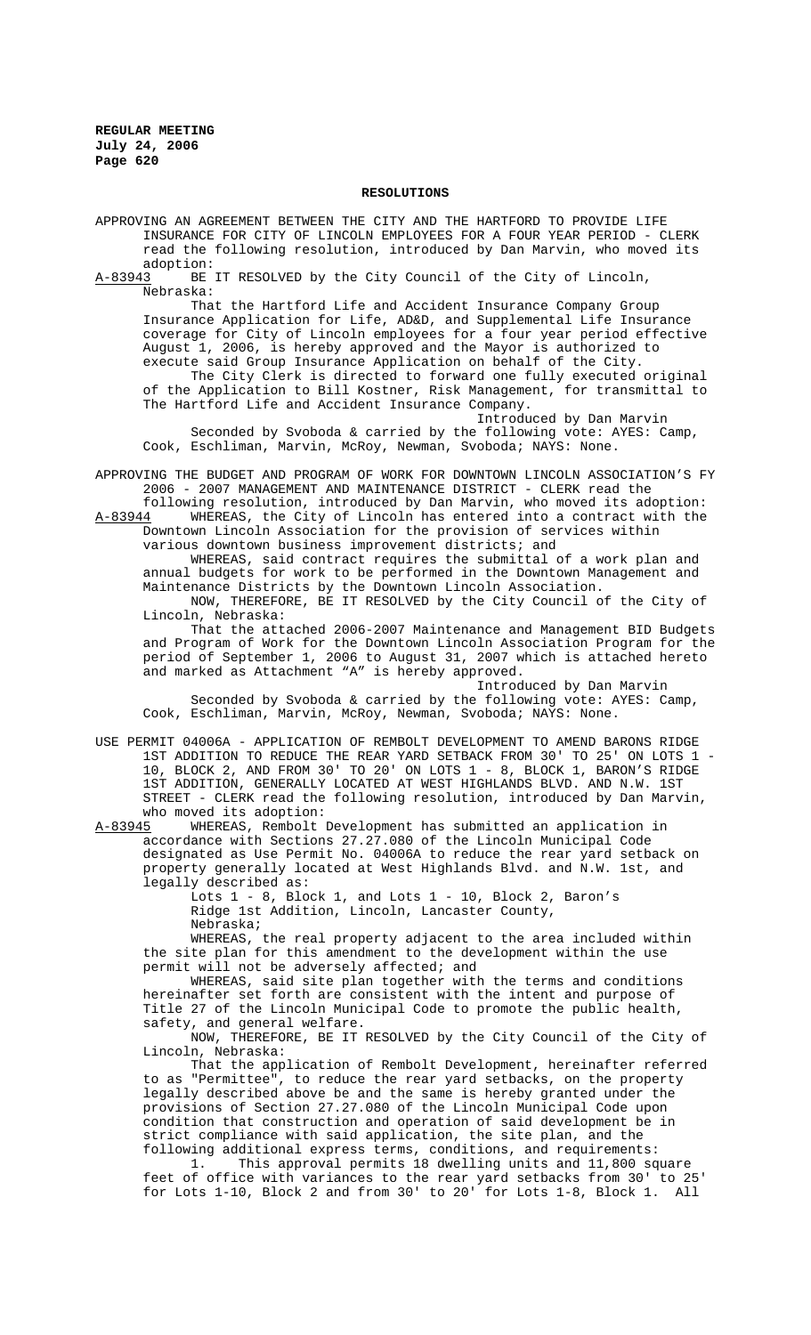## RESOLUTIONS

APPROVING AN AGREEMENT BETWEEN THE CITY AND THE HARTFORD TO PROVIDE LIFE INSURANCE FOR CITY OF LINCOLN EMPLOYEES FOR A FOUR YEAR PERIOD - CLERK read the following resolution, introduced by Dan Marvin, who moved its adoption:

A-83943 BE IT RESOLVED by the City Council of the City of Lincoln, Nebraska:

That the Hartford Life and Accident Insurance Company Group Insurance Application for Life, AD&D, and Supplemental Life Insurance coverage for City of Lincoln employees for a four year period effective August 1, 2006, is hereby approved and the Mayor is authorized to execute said Group Insurance Application on behalf of the City.

The City Clerk is directed to forward one fully executed original of the Application to Bill Kostner, Risk Management, for transmittal to The Hartford Life and Accident Insurance Company.

Introduced by Dan Marvin

Seconded by Svoboda & carried by the following vote: AYES: Camp, Cook, Eschliman, Marvin, McRoy, Newman, Svoboda; NAYS: None.

APPROVING THE BUDGET AND PROGRAM OF WORK FOR DOWNTOWN LINCOLN ASSOCIATION'S FY 2006 - 2007 MANAGEMENT AND MAINTENANCE DISTRICT - CLERK read the following resolution, introduced by Dan Marvin, who moved its adoption:

A-83944 WHEREAS, the City of Lincoln has entered into a contract with the Downtown Lincoln Association for the provision of services within various downtown business improvement districts; and

WHEREAS, said contract requires the submittal of a work plan and annual budgets for work to be performed in the Downtown Management and Maintenance Districts by the Downtown Lincoln Association.

NOW, THEREFORE, BE IT RESOLVED by the City Council of the City of Lincoln, Nebraska:

That the attached 2006-2007 Maintenance and Management BID Budgets and Program of Work for the Downtown Lincoln Association Program for the period of September 1, 2006 to August 31, 2007 which is attached hereto and marked as Attachment "A" is hereby approved.

Introduced by Dan Marvin

Seconded by Svoboda & carried by the following vote: AYES: Camp, Cook, Eschliman, Marvin, McRoy, Newman, Svoboda; NAYS: None.

USE PERMIT 04006A - APPLICATION OF REMBOLT DEVELOPMENT TO AMEND BARONS RIDGE 1ST ADDITION TO REDUCE THE REAR YARD SETBACK FROM 30' TO 25' ON LOTS 1 - 10, BLOCK 2, AND FROM 30' TO 20' ON LOTS 1 - 8, BLOCK 1, BARON'S RIDGE 1ST ADDITION, GENERALLY LOCATED AT WEST HIGHLANDS BLVD. AND N.W. 1ST STREET - CLERK read the following resolution, introduced by Dan Marvin, who moved its adoption:

A-83945 WHEREAS, Rembolt Development has submitted an application in accordance with Sections 27.27.080 of the Lincoln Municipal Code designated as Use Permit No. 04006A to reduce the rear yard setback on property generally located at West Highlands Blvd. and N.W. 1st, and legally described as:

Lots 1 - 8, Block 1, and Lots 1 - 10, Block 2, Baron's Ridge 1st Addition, Lincoln, Lancaster County, Nebraska;

WHEREAS, the real property adjacent to the area included within the site plan for this amendment to the development within the use permit will not be adversely affected; and

WHEREAS, said site plan together with the terms and conditions hereinafter set forth are consistent with the intent and purpose of Title 27 of the Lincoln Municipal Code to promote the public health, safety, and general welfare.

NOW, THEREFORE, BE IT RESOLVED by the City Council of the City of Lincoln, Nebraska:

That the application of Rembolt Development, hereinafter referred to as "Permittee", to reduce the rear yard setbacks, on the property legally described above be and the same is hereby granted under the provisions of Section 27.27.080 of the Lincoln Municipal Code upon condition that construction and operation of said development be in strict compliance with said application, the site plan, and the following additional express terms, conditions, and requirements:

1. This approval permits 18 dwelling units and 11,800 square feet of office with variances to the rear yard setbacks from 30' to 25' for Lots 1-10, Block 2 and from 30' to 20' for Lots 1-8, Block 1. All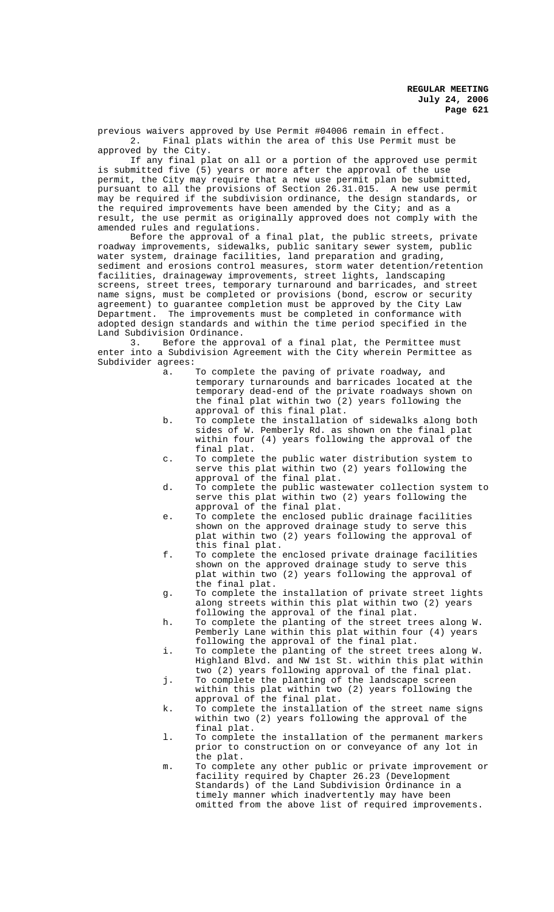previous waivers approved by Use Permit #04006 remain in effect.

2. Final plats within the area of this Use Permit must be approved by the City.

If any final plat on all or a portion of the approved use permit is submitted five (5) years or more after the approval of the use permit, the City may require that a new use permit plan be submitted, pursuant to all the provisions of Section 26.31.015. A new use permit may be required if the subdivision ordinance, the design standards, or the required improvements have been amended by the City; and as a result, the use permit as originally approved does not comply with the amended rules and regulations.

Before the approval of a final plat, the public streets, private roadway improvements, sidewalks, public sanitary sewer system, public water system, drainage facilities, land preparation and grading, sediment and erosions control measures, storm water detention/retention facilities, drainageway improvements, street lights, landscaping screens, street trees, temporary turnaround and barricades, and street name signs, must be completed or provisions (bond, escrow or security agreement) to guarantee completion must be approved by the City Law Department. The improvements must be completed in conformance with adopted design standards and within the time period specified in the Land Subdivision Ordinance.

3. Before the approval of a final plat, the Permittee must enter into a Subdivision Agreement with the City wherein Permittee as Subdivider agrees:

a. To complete the paving of private roadway, and temporary turnarounds and barricades located at the temporary dead-end of the private roadways shown on the final plat within two (2) years following the approval of this final plat.

b. To complete the installation of sidewalks along both sides of W. Pemberly Rd. as shown on the final plat within four (4) years following the approval of the final plat.

c. To complete the public water distribution system to serve this plat within two (2) years following the approval of the final plat.

d. To complete the public wastewater collection system to serve this plat within two (2) years following the approval of the final plat.

e. To complete the enclosed public drainage facilities shown on the approved drainage study to serve this plat within two (2) years following the approval of this final plat.

f. To complete the enclosed private drainage facilities shown on the approved drainage study to serve this plat within two (2) years following the approval of the final plat.

g. To complete the installation of private street lights along streets within this plat within two (2) years following the approval of the final plat.

h. To complete the planting of the street trees along W. Pemberly Lane within this plat within four (4) years following the approval of the final plat.

i. To complete the planting of the street trees along W. Highland Blvd. and NW 1st St. within this plat within two (2) years following approval of the final plat.

j. To complete the planting of the landscape screen within this plat within two (2) years following the approval of the final plat.

k. To complete the installation of the street name signs within two (2) years following the approval of the final plat.

l. To complete the installation of the permanent markers prior to construction on or conveyance of any lot in the plat.

m. To complete any other public or private improvement or facility required by Chapter 26.23 (Development Standards) of the Land Subdivision Ordinance in a timely manner which inadvertently may have been omitted from the above list of required improvements.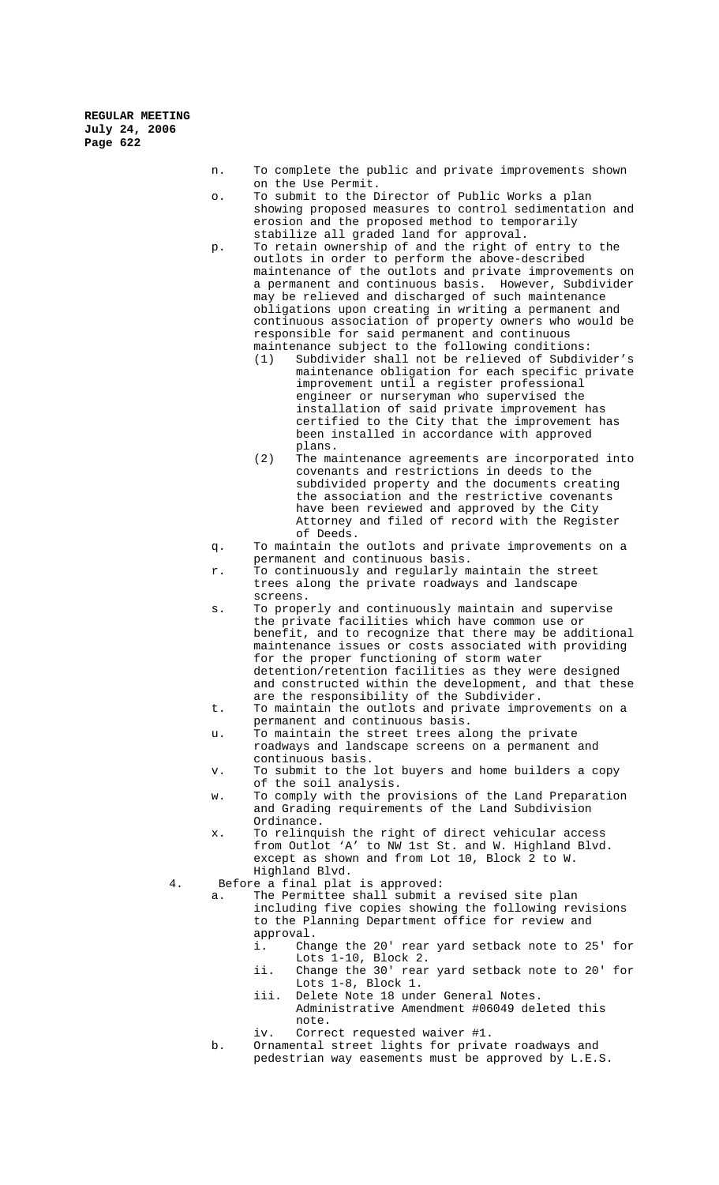n. To complete the public and private improvements shown on the Use Permit.

o. To submit to the Director of Public Works a plan showing proposed measures to control sedimentation and erosion and the proposed method to temporarily stabilize all graded land for approval.

p. To retain ownership of and the right of entry to the outlots in order to perform the above-described maintenance of the outlots and private improvements on a permanent and continuous basis. However, Subdivider may be relieved and discharged of such maintenance obligations upon creating in writing a permanent and continuous association of property owners who would be responsible for said permanent and continuous maintenance subject to the following conditions:

   (1) Subdivider shall not be relieved of Subdivider's maintenance obligation for each specific private improvement until a register professional engineer or nurseryman who supervised the installation of said private improvement has certified to the City that the improvement has been installed in accordance with approved plans.

   (2) The maintenance agreements are incorporated into covenants and restrictions in deeds to the subdivided property and the documents creating the association and the restrictive covenants have been reviewed and approved by the City Attorney and filed of record with the Register of Deeds.

q. To maintain the outlots and private improvements on a permanent and continuous basis.

r. To continuously and regularly maintain the street trees along the private roadways and landscape screens.

s. To properly and continuously maintain and supervise the private facilities which have common use or benefit, and to recognize that there may be additional maintenance issues or costs associated with providing for the proper functioning of storm water detention/retention facilities as they were designed and constructed within the development, and that these are the responsibility of the Subdivider.

t. To maintain the outlots and private improvements on a permanent and continuous basis.

u. To maintain the street trees along the private roadways and landscape screens on a permanent and continuous basis.

v. To submit to the lot buyers and home builders a copy of the soil analysis.

w. To comply with the provisions of the Land Preparation and Grading requirements of the Land Subdivision Ordinance.

x. To relinquish the right of direct vehicular access from Outlot 'A' to NW 1st St. and W. Highland Blvd. except as shown and from Lot 10, Block 2 to W. Highland Blvd.

4. Before a final plat is approved:

   a. The Permittee shall submit a revised site plan including five copies showing the following revisions to the Planning Department office for review and approval.

      i. Change the 20' rear yard setback note to 25' for Lots 1-10, Block 2.

      ii. Change the 30' rear yard setback note to 20' for Lots 1-8, Block 1.

      iii. Delete Note 18 under General Notes. Administrative Amendment #06049 deleted this note.

      iv. Correct requested waiver #1.

   b. Ornamental street lights for private roadways and pedestrian way easements must be approved by L.E.S.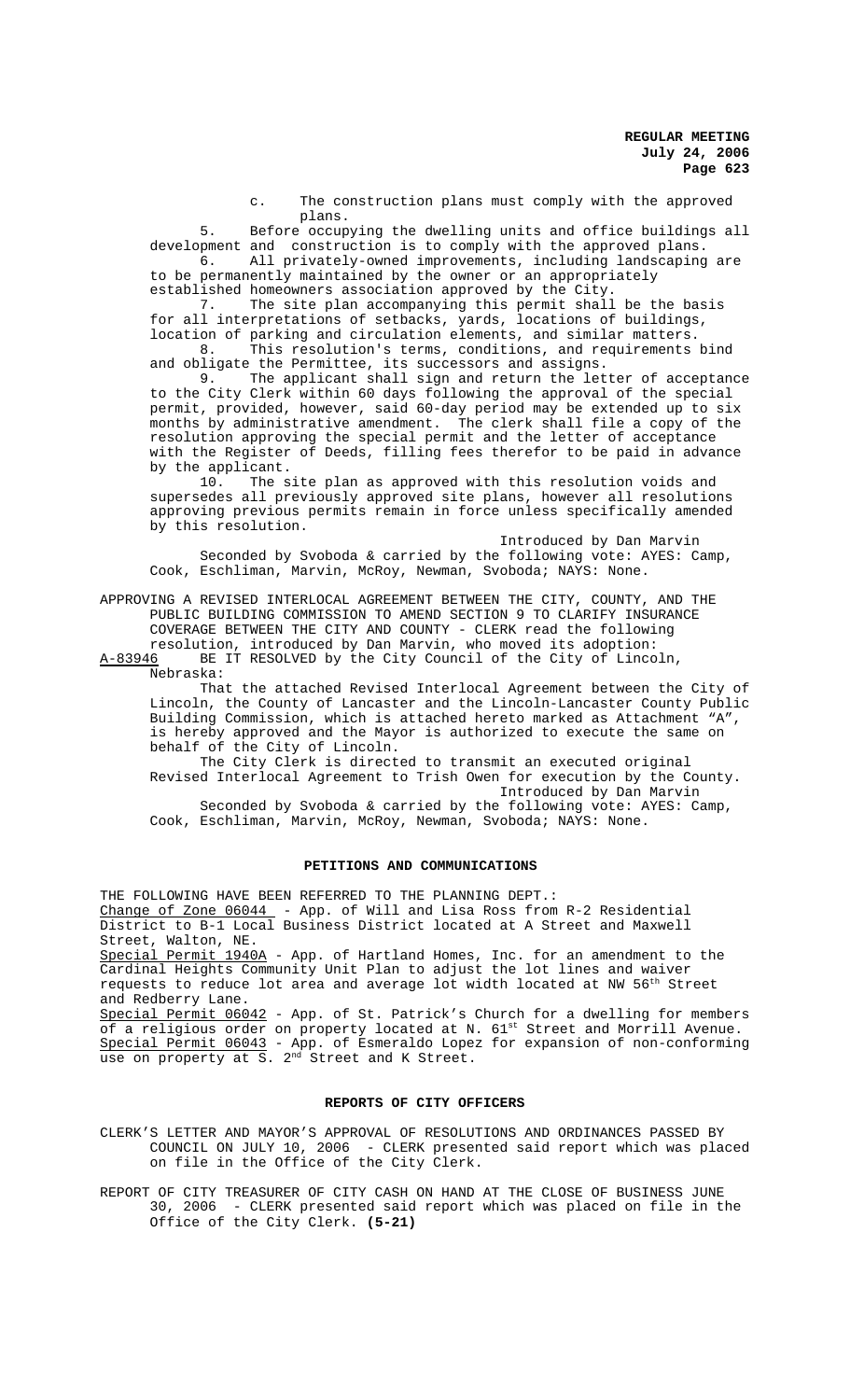c. The construction plans must comply with the approved plans.

5. Before occupying the dwelling units and office buildings all development and construction is to comply with the approved plans.

6. All privately-owned improvements, including landscaping are to be permanently maintained by the owner or an appropriately established homeowners association approved by the City.

7. The site plan accompanying this permit shall be the basis for all interpretations of setbacks, yards, locations of buildings, location of parking and circulation elements, and similar matters.

8. This resolution's terms, conditions, and requirements bind and obligate the Permittee, its successors and assigns.

9. The applicant shall sign and return the letter of acceptance to the City Clerk within 60 days following the approval of the special permit, provided, however, said 60-day period may be extended up to six months by administrative amendment. The clerk shall file a copy of the resolution approving the special permit and the letter of acceptance with the Register of Deeds, filling fees therefor to be paid in advance by the applicant.

10. The site plan as approved with this resolution voids and supersedes all previously approved site plans, however all resolutions approving previous permits remain in force unless specifically amended by this resolution.

Introduced by Dan Marvin

Seconded by Svoboda & carried by the following vote: AYES: Camp, Cook, Eschliman, Marvin, McRoy, Newman, Svoboda; NAYS: None.

APPROVING A REVISED INTERLOCAL AGREEMENT BETWEEN THE CITY, COUNTY, AND THE PUBLIC BUILDING COMMISSION TO AMEND SECTION 9 TO CLARIFY INSURANCE COVERAGE BETWEEN THE CITY AND COUNTY - CLERK read the following resolution, introduced by Dan Marvin, who moved its adoption:

A-83946 BE IT RESOLVED by the City Council of the City of Lincoln, Nebraska:

That the attached Revised Interlocal Agreement between the City of Lincoln, the County of Lancaster and the Lincoln-Lancaster County Public Building Commission, which is attached hereto marked as Attachment "A", is hereby approved and the Mayor is authorized to execute the same on behalf of the City of Lincoln.

The City Clerk is directed to transmit an executed original Revised Interlocal Agreement to Trish Owen for execution by the County.

Introduced by Dan Marvin

Seconded by Svoboda & carried by the following vote: AYES: Camp, Cook, Eschliman, Marvin, McRoy, Newman, Svoboda; NAYS: None.

## PETITIONS AND COMMUNICATIONS

THE FOLLOWING HAVE BEEN REFERRED TO THE PLANNING DEPT.:

Change of Zone 06044 - App. of Will and Lisa Ross from R-2 Residential District to B-1 Local Business District located at A Street and Maxwell Street, Walton, NE.

Special Permit 1940A - App. of Hartland Homes, Inc. for an amendment to the Cardinal Heights Community Unit Plan to adjust the lot lines and waiver requests to reduce lot area and average lot width located at NW 56th Street and Redberry Lane.

Special Permit 06042 - App. of St. Patrick's Church for a dwelling for members of a religious order on property located at N. 61st Street and Morrill Avenue.

Special Permit 06043 - App. of Esmeraldo Lopez for expansion of non-conforming use on property at S. 2nd Street and K Street.

## REPORTS OF CITY OFFICERS

CLERK'S LETTER AND MAYOR'S APPROVAL OF RESOLUTIONS AND ORDINANCES PASSED BY COUNCIL ON JULY 10, 2006 - CLERK presented said report which was placed on file in the Office of the City Clerk.

REPORT OF CITY TREASURER OF CITY CASH ON HAND AT THE CLOSE OF BUSINESS JUNE 30, 2006 - CLERK presented said report which was placed on file in the Office of the City Clerk. **(5-21)**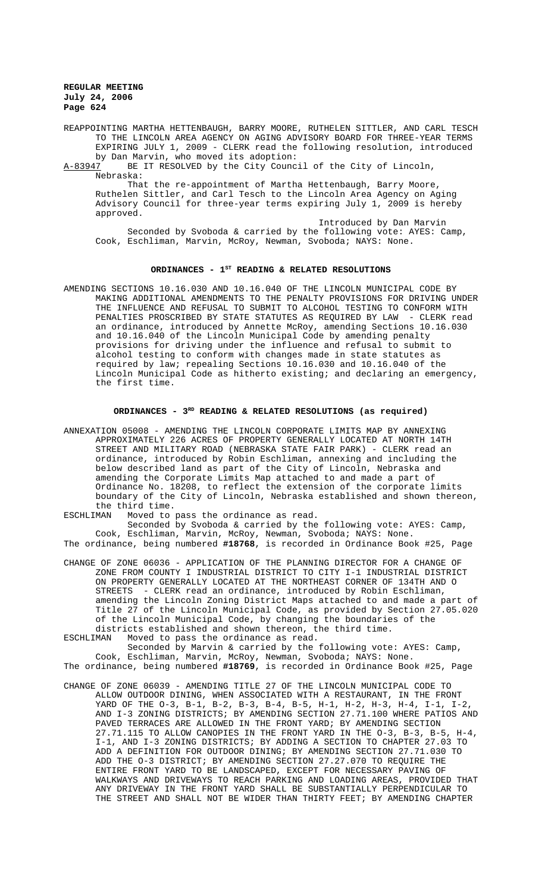REAPPOINTING MARTHA HETTENBAUGH, BARRY MOORE, RUTHELEN SITTLER, AND CARL TESCH TO THE LINCOLN AREA AGENCY ON AGING ADVISORY BOARD FOR THREE-YEAR TERMS EXPIRING JULY 1, 2009 - CLERK read the following resolution, introduced by Dan Marvin, who moved its adoption:

A-83947 BE IT RESOLVED by the City Council of the City of Lincoln, Nebraska:

That the re-appointment of Martha Hettenbaugh, Barry Moore, Ruthelen Sittler, and Carl Tesch to the Lincoln Area Agency on Aging Advisory Council for three-year terms expiring July 1, 2009 is hereby approved.

Introduced by Dan Marvin

Seconded by Svoboda & carried by the following vote: AYES: Camp, Cook, Eschliman, Marvin, McRoy, Newman, Svoboda; NAYS: None.

## ORDINANCES - 1ST READING & RELATED RESOLUTIONS

AMENDING SECTIONS 10.16.030 AND 10.16.040 OF THE LINCOLN MUNICIPAL CODE BY MAKING ADDITIONAL AMENDMENTS TO THE PENALTY PROVISIONS FOR DRIVING UNDER THE INFLUENCE AND REFUSAL TO SUBMIT TO ALCOHOL TESTING TO CONFORM WITH PENALTIES PROSCRIBED BY STATE STATUTES AS REQUIRED BY LAW - CLERK read an ordinance, introduced by Annette McRoy, amending Sections 10.16.030 and 10.16.040 of the Lincoln Municipal Code by amending penalty provisions for driving under the influence and refusal to submit to alcohol testing to conform with changes made in state statutes as required by law; repealing Sections 10.16.030 and 10.16.040 of the Lincoln Municipal Code as hitherto existing; and declaring an emergency, the first time.

## ORDINANCES - 3RD READING & RELATED RESOLUTIONS (as required)

ANNEXATION 05008 - AMENDING THE LINCOLN CORPORATE LIMITS MAP BY ANNEXING APPROXIMATELY 226 ACRES OF PROPERTY GENERALLY LOCATED AT NORTH 14TH STREET AND MILITARY ROAD (NEBRASKA STATE FAIR PARK) - CLERK read an ordinance, introduced by Robin Eschliman, annexing and including the below described land as part of the City of Lincoln, Nebraska and amending the Corporate Limits Map attached to and made a part of Ordinance No. 18208, to reflect the extension of the corporate limits boundary of the City of Lincoln, Nebraska established and shown thereon, the third time.

ESCHLIMAN Moved to pass the ordinance as read.

Seconded by Svoboda & carried by the following vote: AYES: Camp, Cook, Eschliman, Marvin, McRoy, Newman, Svoboda; NAYS: None.

The ordinance, being numbered **#18768**, is recorded in Ordinance Book #25, Page

CHANGE OF ZONE 06036 - APPLICATION OF THE PLANNING DIRECTOR FOR A CHANGE OF ZONE FROM COUNTY I INDUSTRIAL DISTRICT TO CITY I-1 INDUSTRIAL DISTRICT ON PROPERTY GENERALLY LOCATED AT THE NORTHEAST CORNER OF 134TH AND O STREETS - CLERK read an ordinance, introduced by Robin Eschliman, amending the Lincoln Zoning District Maps attached to and made a part of Title 27 of the Lincoln Municipal Code, as provided by Section 27.05.020 of the Lincoln Municipal Code, by changing the boundaries of the districts established and shown thereon, the third time.

ESCHLIMAN Moved to pass the ordinance as read.

Seconded by Marvin & carried by the following vote: AYES: Camp, Cook, Eschliman, Marvin, McRoy, Newman, Svoboda; NAYS: None.

The ordinance, being numbered **#18769**, is recorded in Ordinance Book #25, Page

CHANGE OF ZONE 06039 - AMENDING TITLE 27 OF THE LINCOLN MUNICIPAL CODE TO ALLOW OUTDOOR DINING, WHEN ASSOCIATED WITH A RESTAURANT, IN THE FRONT YARD OF THE O-3, B-1, B-2, B-3, B-4, B-5, H-1, H-2, H-3, H-4, I-1, I-2, AND I-3 ZONING DISTRICTS; BY AMENDING SECTION 27.71.100 WHERE PATIOS AND PAVED TERRACES ARE ALLOWED IN THE FRONT YARD; BY AMENDING SECTION 27.71.115 TO ALLOW CANOPIES IN THE FRONT YARD IN THE O-3, B-3, B-5, H-4, I-1, AND I-3 ZONING DISTRICTS; BY ADDING A SECTION TO CHAPTER 27.03 TO ADD A DEFINITION FOR OUTDOOR DINING; BY AMENDING SECTION 27.71.030 TO ADD THE O-3 DISTRICT; BY AMENDING SECTION 27.27.070 TO REQUIRE THE ENTIRE FRONT YARD TO BE LANDSCAPED, EXCEPT FOR NECESSARY PAVING OF WALKWAYS AND DRIVEWAYS TO REACH PARKING AND LOADING AREAS, PROVIDED THAT ANY DRIVEWAY IN THE FRONT YARD SHALL BE SUBSTANTIALLY PERPENDICULAR TO THE STREET AND SHALL NOT BE WIDER THAN THIRTY FEET; BY AMENDING CHAPTER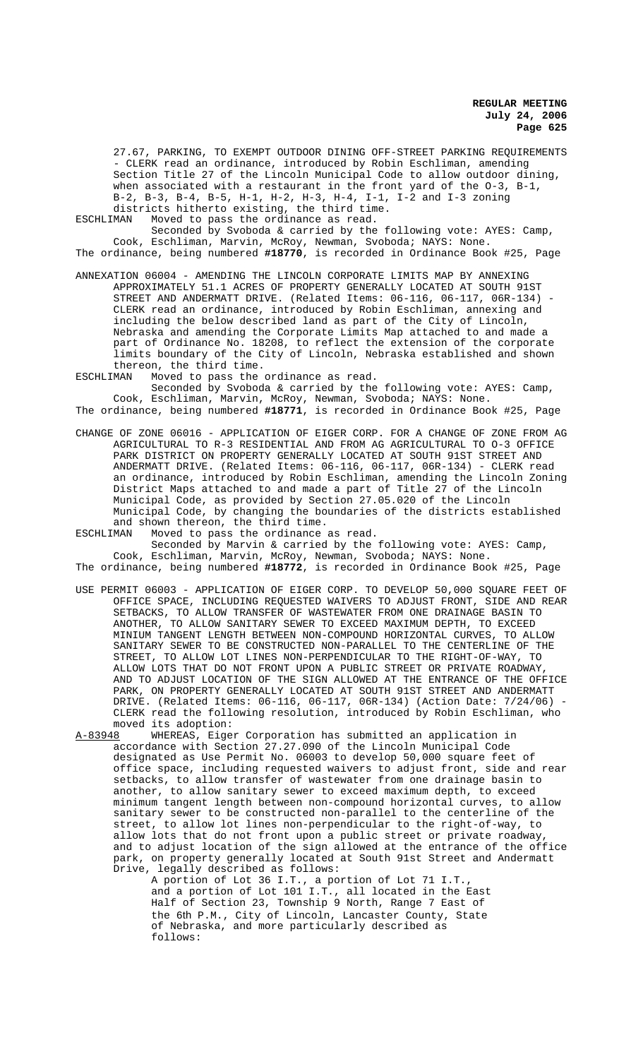27.67, PARKING, TO EXEMPT OUTDOOR DINING OFF-STREET PARKING REQUIREMENTS - CLERK read an ordinance, introduced by Robin Eschliman, amending Section Title 27 of the Lincoln Municipal Code to allow outdoor dining, when associated with a restaurant in the front yard of the O-3, B-1, B-2, B-3, B-4, B-5, H-1, H-2, H-3, H-4, I-1, I-2 and I-3 zoning districts hitherto existing, the third time.

ESCHLIMAN Moved to pass the ordinance as read.

Seconded by Svoboda & carried by the following vote: AYES: Camp, Cook, Eschliman, Marvin, McRoy, Newman, Svoboda; NAYS: None.

The ordinance, being numbered **#18770**, is recorded in Ordinance Book #25, Page

ANNEXATION 06004 - AMENDING THE LINCOLN CORPORATE LIMITS MAP BY ANNEXING APPROXIMATELY 51.1 ACRES OF PROPERTY GENERALLY LOCATED AT SOUTH 91ST STREET AND ANDERMATT DRIVE. (Related Items: 06-116, 06-117, 06R-134) - CLERK read an ordinance, introduced by Robin Eschliman, annexing and including the below described land as part of the City of Lincoln, Nebraska and amending the Corporate Limits Map attached to and made a part of Ordinance No. 18208, to reflect the extension of the corporate limits boundary of the City of Lincoln, Nebraska established and shown thereon, the third time.

ESCHLIMAN Moved to pass the ordinance as read.

Seconded by Svoboda & carried by the following vote: AYES: Camp, Cook, Eschliman, Marvin, McRoy, Newman, Svoboda; NAYS: None.

The ordinance, being numbered **#18771**, is recorded in Ordinance Book #25, Page

CHANGE OF ZONE 06016 - APPLICATION OF EIGER CORP. FOR A CHANGE OF ZONE FROM AG AGRICULTURAL TO R-3 RESIDENTIAL AND FROM AG AGRICULTURAL TO O-3 OFFICE PARK DISTRICT ON PROPERTY GENERALLY LOCATED AT SOUTH 91ST STREET AND ANDERMATT DRIVE. (Related Items: 06-116, 06-117, 06R-134) - CLERK read an ordinance, introduced by Robin Eschliman, amending the Lincoln Zoning District Maps attached to and made a part of Title 27 of the Lincoln Municipal Code, as provided by Section 27.05.020 of the Lincoln Municipal Code, by changing the boundaries of the districts established and shown thereon, the third time.

ESCHLIMAN Moved to pass the ordinance as read.

Seconded by Marvin & carried by the following vote: AYES: Camp, Cook, Eschliman, Marvin, McRoy, Newman, Svoboda; NAYS: None.

The ordinance, being numbered **#18772**, is recorded in Ordinance Book #25, Page

USE PERMIT 06003 - APPLICATION OF EIGER CORP. TO DEVELOP 50,000 SQUARE FEET OF OFFICE SPACE, INCLUDING REQUESTED WAIVERS TO ADJUST FRONT, SIDE AND REAR SETBACKS, TO ALLOW TRANSFER OF WASTEWATER FROM ONE DRAINAGE BASIN TO ANOTHER, TO ALLOW SANITARY SEWER TO EXCEED MAXIMUM DEPTH, TO EXCEED MINIUM TANGENT LENGTH BETWEEN NON-COMPOUND HORIZONTAL CURVES, TO ALLOW SANITARY SEWER TO BE CONSTRUCTED NON-PARALLEL TO THE CENTERLINE OF THE STREET, TO ALLOW LOT LINES NON-PERPENDICULAR TO THE RIGHT-OF-WAY, TO ALLOW LOTS THAT DO NOT FRONT UPON A PUBLIC STREET OR PRIVATE ROADWAY, AND TO ADJUST LOCATION OF THE SIGN ALLOWED AT THE ENTRANCE OF THE OFFICE PARK, ON PROPERTY GENERALLY LOCATED AT SOUTH 91ST STREET AND ANDERMATT DRIVE. (Related Items: 06-116, 06-117, 06R-134) (Action Date: 7/24/06) - CLERK read the following resolution, introduced by Robin Eschliman, who moved its adoption:

A-83948 WHEREAS, Eiger Corporation has submitted an application in accordance with Section 27.27.090 of the Lincoln Municipal Code designated as Use Permit No. 06003 to develop 50,000 square feet of office space, including requested waivers to adjust front, side and rear setbacks, to allow transfer of wastewater from one drainage basin to another, to allow sanitary sewer to exceed maximum depth, to exceed minimum tangent length between non-compound horizontal curves, to allow sanitary sewer to be constructed non-parallel to the centerline of the street, to allow lot lines non-perpendicular to the right-of-way, to allow lots that do not front upon a public street or private roadway, and to adjust location of the sign allowed at the entrance of the office park, on property generally located at South 91st Street and Andermatt Drive, legally described as follows:

A portion of Lot 36 I.T., a portion of Lot 71 I.T., and a portion of Lot 101 I.T., all located in the East Half of Section 23, Township 9 North, Range 7 East of the 6th P.M., City of Lincoln, Lancaster County, State of Nebraska, and more particularly described as follows: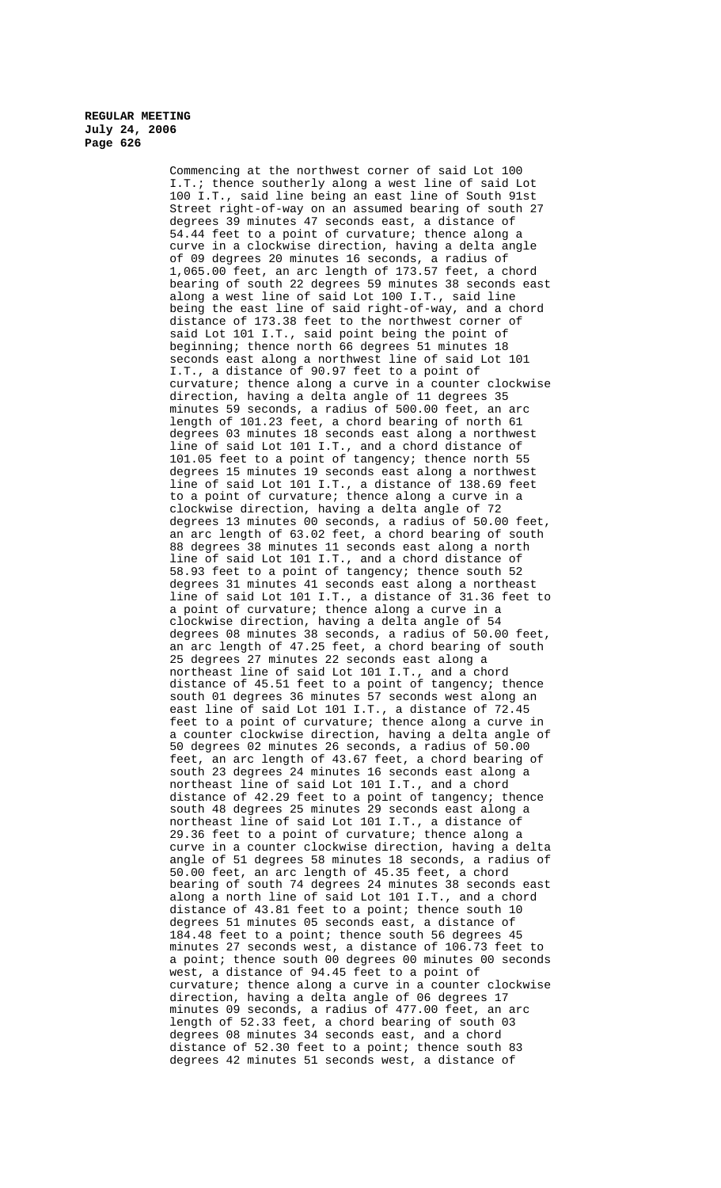Commencing at the northwest corner of said Lot 100 I.T.; thence southerly along a west line of said Lot 100 I.T., said line being an east line of South 91st Street right-of-way on an assumed bearing of south 27 degrees 39 minutes 47 seconds east, a distance of 54.44 feet to a point of curvature; thence along a curve in a clockwise direction, having a delta angle of 09 degrees 20 minutes 16 seconds, a radius of 1,065.00 feet, an arc length of 173.57 feet, a chord bearing of south 22 degrees 59 minutes 38 seconds east along a west line of said Lot 100 I.T., said line being the east line of said right-of-way, and a chord distance of 173.38 feet to the northwest corner of said Lot 101 I.T., said point being the point of beginning; thence north 66 degrees 51 minutes 18 seconds east along a northwest line of said Lot 101 I.T., a distance of 90.97 feet to a point of curvature; thence along a curve in a counter clockwise direction, having a delta angle of 11 degrees 35 minutes 59 seconds, a radius of 500.00 feet, an arc length of 101.23 feet, a chord bearing of north 61 degrees 03 minutes 18 seconds east along a northwest line of said Lot 101 I.T., and a chord distance of 101.05 feet to a point of tangency; thence north 55 degrees 15 minutes 19 seconds east along a northwest line of said Lot 101 I.T., a distance of 138.69 feet to a point of curvature; thence along a curve in a clockwise direction, having a delta angle of 72 degrees 13 minutes 00 seconds, a radius of 50.00 feet, an arc length of 63.02 feet, a chord bearing of south 88 degrees 38 minutes 11 seconds east along a north line of said Lot 101 I.T., and a chord distance of 58.93 feet to a point of tangency; thence south 52 degrees 31 minutes 41 seconds east along a northeast line of said Lot 101 I.T., a distance of 31.36 feet to a point of curvature; thence along a curve in a clockwise direction, having a delta angle of 54 degrees 08 minutes 38 seconds, a radius of 50.00 feet, an arc length of 47.25 feet, a chord bearing of south 25 degrees 27 minutes 22 seconds east along a northeast line of said Lot 101 I.T., and a chord distance of 45.51 feet to a point of tangency; thence south 01 degrees 36 minutes 57 seconds west along an east line of said Lot 101 I.T., a distance of 72.45 feet to a point of curvature; thence along a curve in a counter clockwise direction, having a delta angle of 50 degrees 02 minutes 26 seconds, a radius of 50.00 feet, an arc length of 43.67 feet, a chord bearing of south 23 degrees 24 minutes 16 seconds east along a northeast line of said Lot 101 I.T., and a chord distance of 42.29 feet to a point of tangency; thence south 48 degrees 25 minutes 29 seconds east along a northeast line of said Lot 101 I.T., a distance of 29.36 feet to a point of curvature; thence along a curve in a counter clockwise direction, having a delta angle of 51 degrees 58 minutes 18 seconds, a radius of 50.00 feet, an arc length of 45.35 feet, a chord bearing of south 74 degrees 24 minutes 38 seconds east along a north line of said Lot 101 I.T., and a chord distance of 43.81 feet to a point; thence south 10 degrees 51 minutes 05 seconds east, a distance of 184.48 feet to a point; thence south 56 degrees 45 minutes 27 seconds west, a distance of 106.73 feet to a point; thence south 00 degrees 00 minutes 00 seconds west, a distance of 94.45 feet to a point of curvature; thence along a curve in a counter clockwise direction, having a delta angle of 06 degrees 17 minutes 09 seconds, a radius of 477.00 feet, an arc length of 52.33 feet, a chord bearing of south 03 degrees 08 minutes 34 seconds east, and a chord distance of 52.30 feet to a point; thence south 83 degrees 42 minutes 51 seconds west, a distance of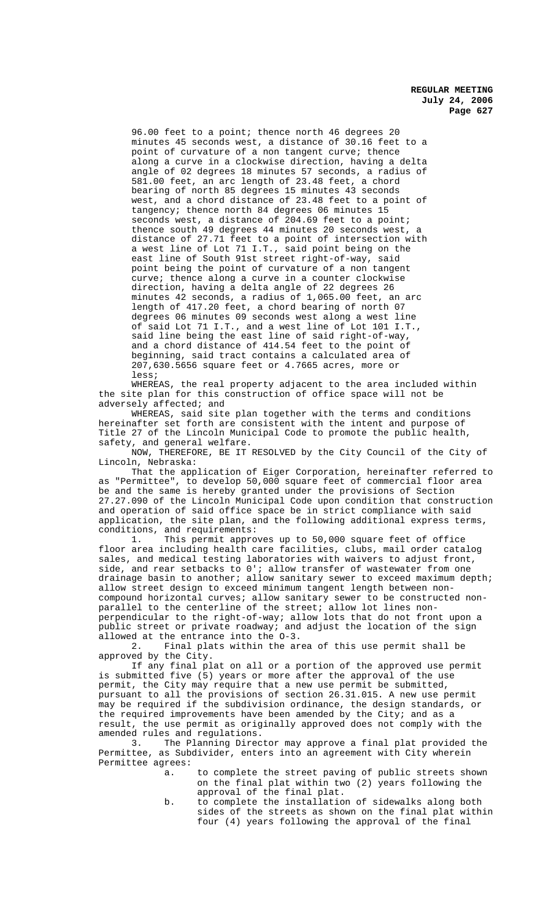96.00 feet to a point; thence north 46 degrees 20 minutes 45 seconds west, a distance of 30.16 feet to a point of curvature of a non tangent curve; thence along a curve in a clockwise direction, having a delta angle of 02 degrees 18 minutes 57 seconds, a radius of 581.00 feet, an arc length of 23.48 feet, a chord bearing of north 85 degrees 15 minutes 43 seconds west, and a chord distance of 23.48 feet to a point of tangency; thence north 84 degrees 06 minutes 15 seconds west, a distance of 204.69 feet to a point; thence south 49 degrees 44 minutes 20 seconds west, a distance of 27.71 feet to a point of intersection with a west line of Lot 71 I.T., said point being on the east line of South 91st street right-of-way, said point being the point of curvature of a non tangent curve; thence along a curve in a counter clockwise direction, having a delta angle of 22 degrees 26 minutes 42 seconds, a radius of 1,065.00 feet, an arc length of 417.20 feet, a chord bearing of north 07 degrees 06 minutes 09 seconds west along a west line of said Lot 71 I.T., and a west line of Lot 101 I.T., said line being the east line of said right-of-way, and a chord distance of 414.54 feet to the point of beginning, said tract contains a calculated area of 207,630.5656 square feet or 4.7665 acres, more or less;

WHEREAS, the real property adjacent to the area included within the site plan for this construction of office space will not be adversely affected; and

WHEREAS, said site plan together with the terms and conditions hereinafter set forth are consistent with the intent and purpose of Title 27 of the Lincoln Municipal Code to promote the public health, safety, and general welfare.

NOW, THEREFORE, BE IT RESOLVED by the City Council of the City of Lincoln, Nebraska:

That the application of Eiger Corporation, hereinafter referred to as "Permittee", to develop 50,000 square feet of commercial floor area be and the same is hereby granted under the provisions of Section 27.27.090 of the Lincoln Municipal Code upon condition that construction and operation of said office space be in strict compliance with said application, the site plan, and the following additional express terms, conditions, and requirements:

1. This permit approves up to 50,000 square feet of office floor area including health care facilities, clubs, mail order catalog sales, and medical testing laboratories with waivers to adjust front, side, and rear setbacks to 0'; allow transfer of wastewater from one drainage basin to another; allow sanitary sewer to exceed maximum depth; allow street design to exceed minimum tangent length between non-compound horizontal curves; allow sanitary sewer to be constructed non-parallel to the centerline of the street; allow lot lines non-perpendicular to the right-of-way; allow lots that do not front upon a public street or private roadway; and adjust the location of the sign allowed at the entrance into the O-3.

2. Final plats within the area of this use permit shall be approved by the City.

If any final plat on all or a portion of the approved use permit is submitted five (5) years or more after the approval of the use permit, the City may require that a new use permit be submitted, pursuant to all the provisions of section 26.31.015. A new use permit may be required if the subdivision ordinance, the design standards, or the required improvements have been amended by the City; and as a result, the use permit as originally approved does not comply with the amended rules and regulations.

3. The Planning Director may approve a final plat provided the Permittee, as Subdivider, enters into an agreement with City wherein Permittee agrees:

a. to complete the street paving of public streets shown on the final plat within two (2) years following the approval of the final plat.

b. to complete the installation of sidewalks along both sides of the streets as shown on the final plat within four (4) years following the approval of the final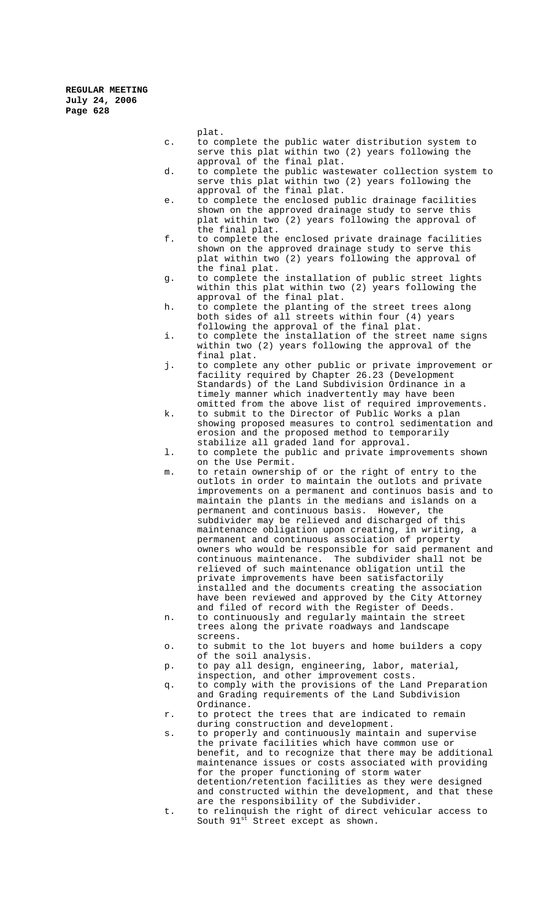plat.

c. to complete the public water distribution system to serve this plat within two (2) years following the approval of the final plat.

d. to complete the public wastewater collection system to serve this plat within two (2) years following the approval of the final plat.

e. to complete the enclosed public drainage facilities shown on the approved drainage study to serve this plat within two (2) years following the approval of the final plat.

f. to complete the enclosed private drainage facilities shown on the approved drainage study to serve this plat within two (2) years following the approval of the final plat.

g. to complete the installation of public street lights within this plat within two (2) years following the approval of the final plat.

h. to complete the planting of the street trees along both sides of all streets within four (4) years following the approval of the final plat.

i. to complete the installation of the street name signs within two (2) years following the approval of the final plat.

j. to complete any other public or private improvement or facility required by Chapter 26.23 (Development Standards) of the Land Subdivision Ordinance in a timely manner which inadvertently may have been omitted from the above list of required improvements.

k. to submit to the Director of Public Works a plan showing proposed measures to control sedimentation and erosion and the proposed method to temporarily stabilize all graded land for approval.

l. to complete the public and private improvements shown on the Use Permit.

m. to retain ownership of or the right of entry to the outlots in order to maintain the outlots and private improvements on a permanent and continuos basis and to maintain the plants in the medians and islands on a permanent and continuous basis. However, the subdivider may be relieved and discharged of this maintenance obligation upon creating, in writing, a permanent and continuous association of property owners who would be responsible for said permanent and continuous maintenance. The subdivider shall not be relieved of such maintenance obligation until the private improvements have been satisfactorily installed and the documents creating the association have been reviewed and approved by the City Attorney and filed of record with the Register of Deeds.

n. to continuously and regularly maintain the street trees along the private roadways and landscape screens.

o. to submit to the lot buyers and home builders a copy of the soil analysis.

p. to pay all design, engineering, labor, material, inspection, and other improvement costs.

q. to comply with the provisions of the Land Preparation and Grading requirements of the Land Subdivision Ordinance.

r. to protect the trees that are indicated to remain during construction and development.

s. to properly and continuously maintain and supervise the private facilities which have common use or benefit, and to recognize that there may be additional maintenance issues or costs associated with providing for the proper functioning of storm water detention/retention facilities as they were designed and constructed within the development, and that these are the responsibility of the Subdivider.

t. to relinquish the right of direct vehicular access to South 91st Street except as shown.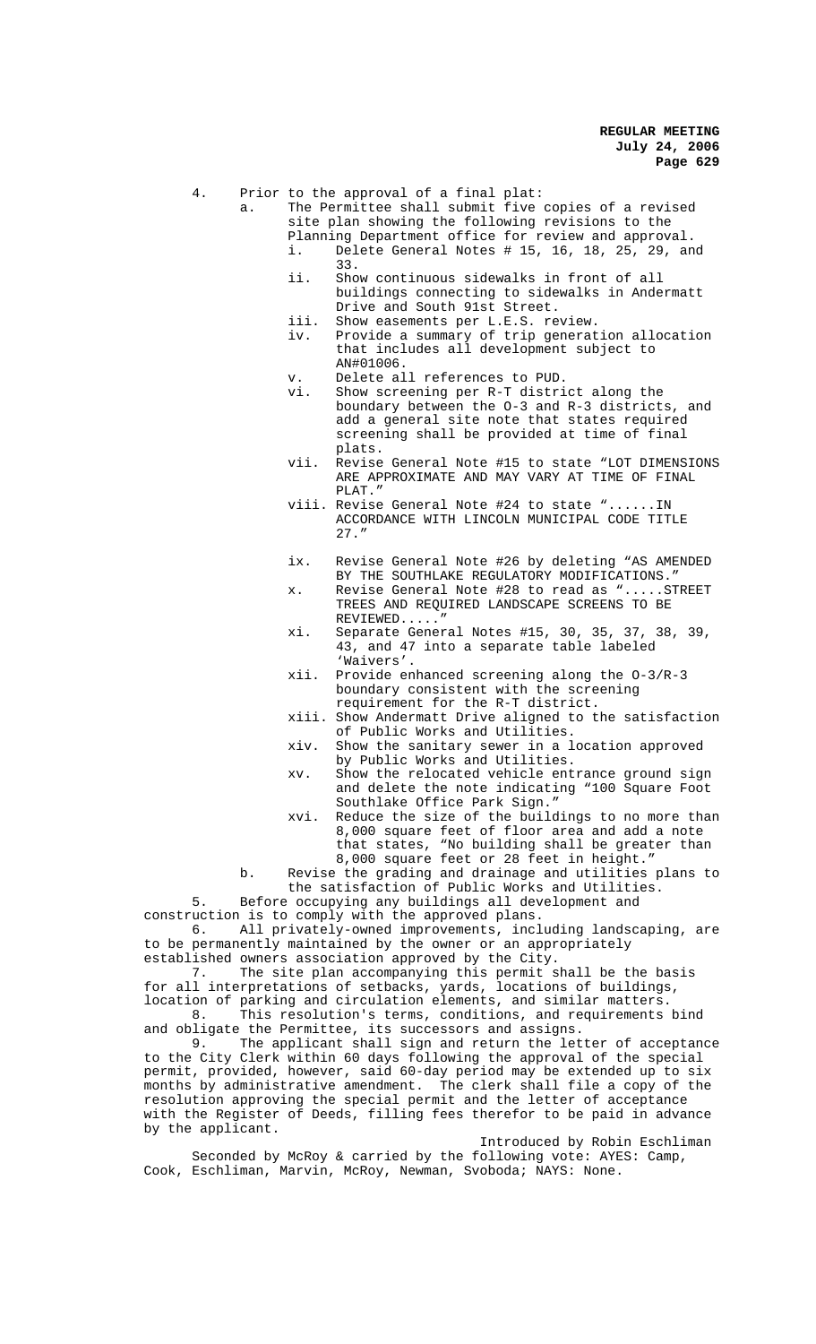4. Prior to the approval of a final plat:
   a. The Permittee shall submit five copies of a revised site plan showing the following revisions to the Planning Department office for review and approval.
      i. Delete General Notes # 15, 16, 18, 25, 29, and 33.
      ii. Show continuous sidewalks in front of all buildings connecting to sidewalks in Andermatt Drive and South 91st Street.
      iii. Show easements per L.E.S. review.
      iv. Provide a summary of trip generation allocation that includes all development subject to AN#01006.
      v. Delete all references to PUD.
      vi. Show screening per R-T district along the boundary between the O-3 and R-3 districts, and add a general site note that states required screening shall be provided at time of final plats.
      vii. Revise General Note #15 to state "LOT DIMENSIONS ARE APPROXIMATE AND MAY VARY AT TIME OF FINAL PLAT."
      viii. Revise General Note #24 to state "......IN ACCORDANCE WITH LINCOLN MUNICIPAL CODE TITLE 27."
      ix. Revise General Note #26 by deleting "AS AMENDED BY THE SOUTHLAKE REGULATORY MODIFICATIONS."
      x. Revise General Note #28 to read as ".....STREET TREES AND REQUIRED LANDSCAPE SCREENS TO BE REVIEWED....."
      xi. Separate General Notes #15, 30, 35, 37, 38, 39, 43, and 47 into a separate table labeled 'Waivers'.
      xii. Provide enhanced screening along the O-3/R-3 boundary consistent with the screening requirement for the R-T district.
      xiii. Show Andermatt Drive aligned to the satisfaction of Public Works and Utilities.
      xiv. Show the sanitary sewer in a location approved by Public Works and Utilities.
      xv. Show the relocated vehicle entrance ground sign and delete the note indicating "100 Square Foot Southlake Office Park Sign."
      xvi. Reduce the size of the buildings to no more than 8,000 square feet of floor area and add a note that states, "No building shall be greater than 8,000 square feet or 28 feet in height."
   b. Revise the grading and drainage and utilities plans to the satisfaction of Public Works and Utilities.

5. Before occupying any buildings all development and construction is to comply with the approved plans.

6. All privately-owned improvements, including landscaping, are to be permanently maintained by the owner or an appropriately established owners association approved by the City.

7. The site plan accompanying this permit shall be the basis for all interpretations of setbacks, yards, locations of buildings, location of parking and circulation elements, and similar matters.

8. This resolution's terms, conditions, and requirements bind and obligate the Permittee, its successors and assigns.

9. The applicant shall sign and return the letter of acceptance to the City Clerk within 60 days following the approval of the special permit, provided, however, said 60-day period may be extended up to six months by administrative amendment. The clerk shall file a copy of the resolution approving the special permit and the letter of acceptance with the Register of Deeds, filling fees therefor to be paid in advance by the applicant.

Introduced by Robin Eschliman

Seconded by McRoy & carried by the following vote: AYES: Camp, Cook, Eschliman, Marvin, McRoy, Newman, Svoboda; NAYS: None.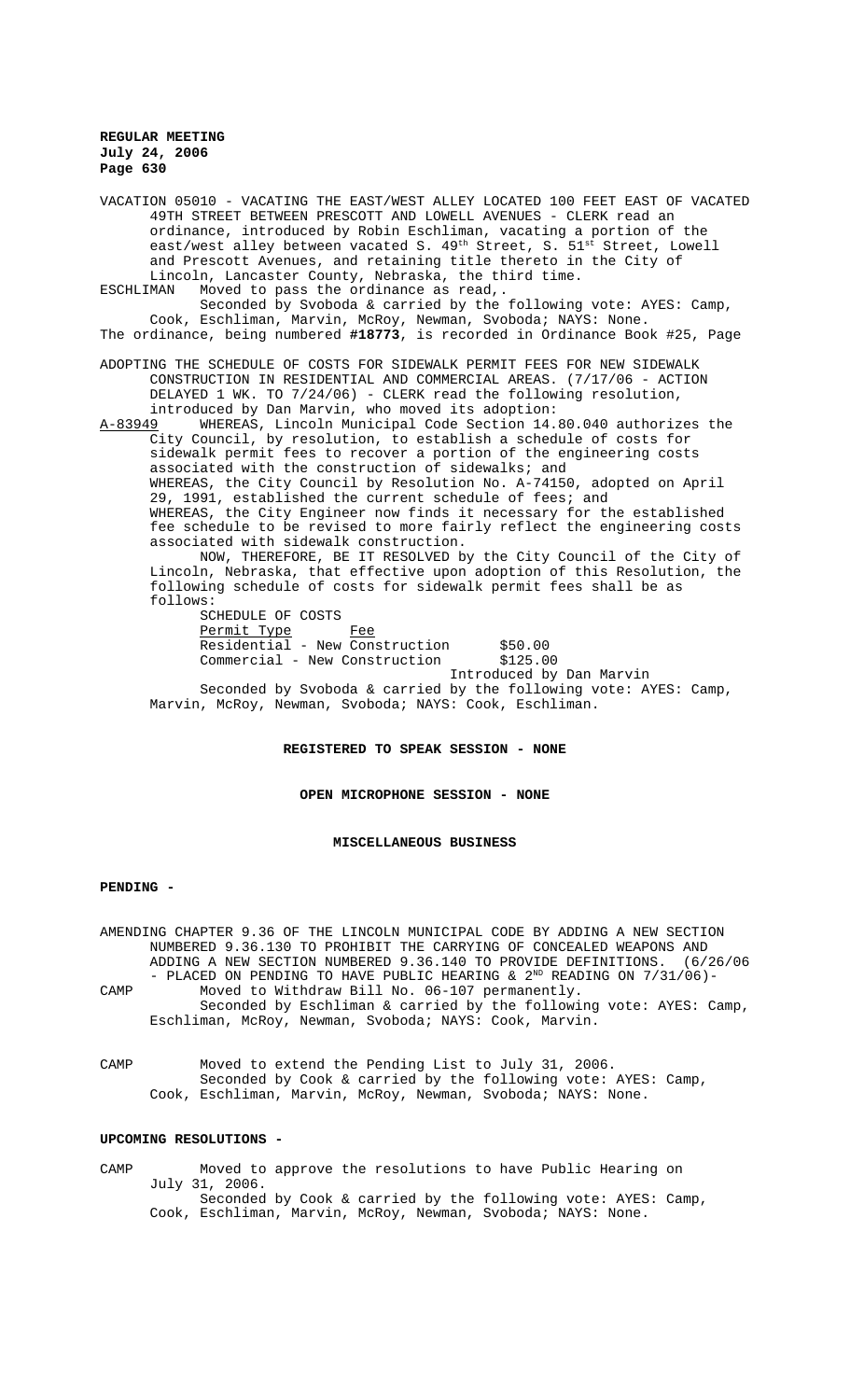VACATION 05010 - VACATING THE EAST/WEST ALLEY LOCATED 100 FEET EAST OF VACATED 49TH STREET BETWEEN PRESCOTT AND LOWELL AVENUES - CLERK read an ordinance, introduced by Robin Eschliman, vacating a portion of the east/west alley between vacated S. 49th Street, S. 51st Street, Lowell and Prescott Avenues, and retaining title thereto in the City of Lincoln, Lancaster County, Nebraska, the third time.

ESCHLIMAN Moved to pass the ordinance as read,.

Seconded by Svoboda & carried by the following vote: AYES: Camp, Cook, Eschliman, Marvin, McRoy, Newman, Svoboda; NAYS: None.

The ordinance, being numbered **#18773**, is recorded in Ordinance Book #25, Page

ADOPTING THE SCHEDULE OF COSTS FOR SIDEWALK PERMIT FEES FOR NEW SIDEWALK CONSTRUCTION IN RESIDENTIAL AND COMMERCIAL AREAS. (7/17/06 - ACTION DELAYED 1 WK. TO 7/24/06) - CLERK read the following resolution, introduced by Dan Marvin, who moved its adoption:

A-83949 WHEREAS, Lincoln Municipal Code Section 14.80.040 authorizes the City Council, by resolution, to establish a schedule of costs for sidewalk permit fees to recover a portion of the engineering costs associated with the construction of sidewalks; and

WHEREAS, the City Council by Resolution No. A-74150, adopted on April 29, 1991, established the current schedule of fees; and

WHEREAS, the City Engineer now finds it necessary for the established fee schedule to be revised to more fairly reflect the engineering costs associated with sidewalk construction.

NOW, THEREFORE, BE IT RESOLVED by the City Council of the City of Lincoln, Nebraska, that effective upon adoption of this Resolution, the following schedule of costs for sidewalk permit fees shall be as follows:

SCHEDULE OF COSTS

| Permit Type | Fee |
|---|---|
| Residential - New Construction | $50.00 |
| Commercial - New Construction | $125.00 |

Introduced by Dan Marvin

Seconded by Svoboda & carried by the following vote: AYES: Camp, Marvin, McRoy, Newman, Svoboda; NAYS: Cook, Eschliman.

**REGISTERED TO SPEAK SESSION - NONE**

**OPEN MICROPHONE SESSION - NONE**

**MISCELLANEOUS BUSINESS**

**PENDING -**

AMENDING CHAPTER 9.36 OF THE LINCOLN MUNICIPAL CODE BY ADDING A NEW SECTION NUMBERED 9.36.130 TO PROHIBIT THE CARRYING OF CONCEALED WEAPONS AND ADDING A NEW SECTION NUMBERED 9.36.140 TO PROVIDE DEFINITIONS. (6/26/06 - PLACED ON PENDING TO HAVE PUBLIC HEARING & 2ND READING ON 7/31/06)-

CAMP Moved to Withdraw Bill No. 06-107 permanently.

Seconded by Eschliman & carried by the following vote: AYES: Camp, Eschliman, McRoy, Newman, Svoboda; NAYS: Cook, Marvin.

CAMP Moved to extend the Pending List to July 31, 2006.

Seconded by Cook & carried by the following vote: AYES: Camp, Cook, Eschliman, Marvin, McRoy, Newman, Svoboda; NAYS: None.

**UPCOMING RESOLUTIONS -**

CAMP Moved to approve the resolutions to have Public Hearing on July 31, 2006.

Seconded by Cook & carried by the following vote: AYES: Camp, Cook, Eschliman, Marvin, McRoy, Newman, Svoboda; NAYS: None.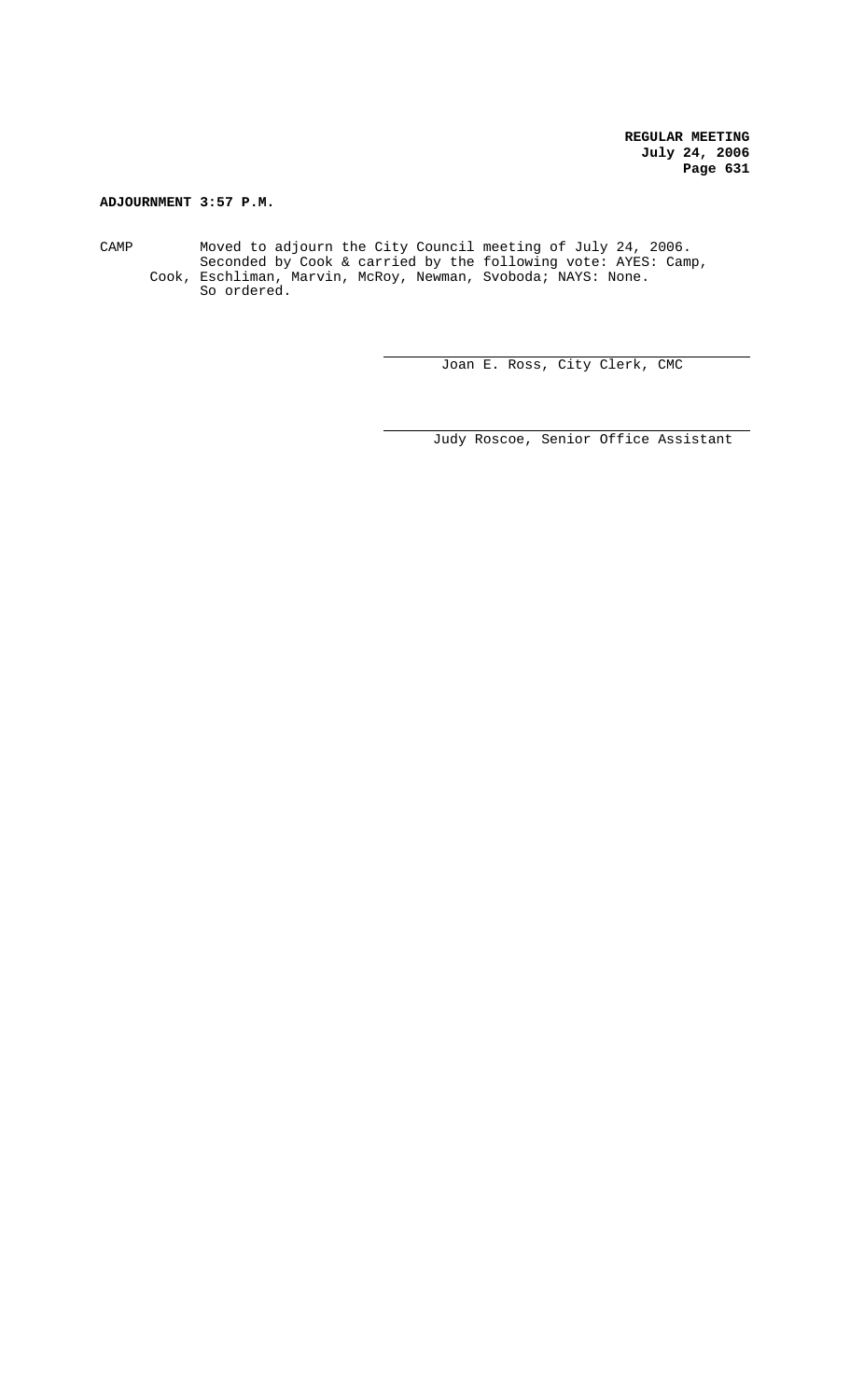**ADJOURNMENT 3:57 P.M.**

CAMP Moved to adjourn the City Council meeting of July 24, 2006. Seconded by Cook & carried by the following vote: AYES: Camp, Cook, Eschliman, Marvin, McRoy, Newman, Svoboda; NAYS: None. So ordered.

Joan E. Ross, City Clerk, CMC

Judy Roscoe, Senior Office Assistant